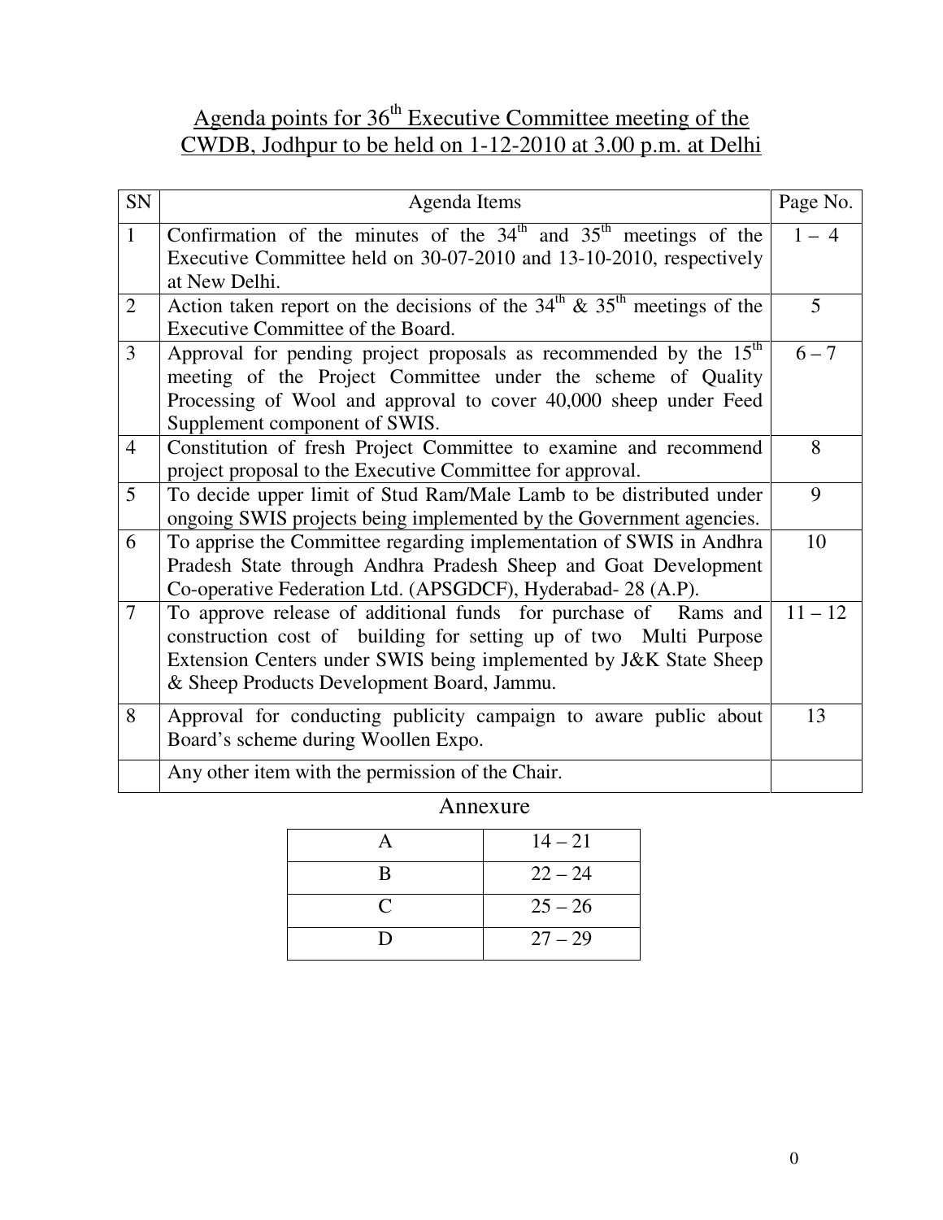# Agenda points for 36th Executive Committee meeting of the CWDB, Jodhpur to be held on 1-12-2010 at 3.00 p.m. at Delhi

| SN | Agenda Items | Page No. |
|---|---|---|
| 1 | Confirmation of the minutes of the 34th and 35th meetings of the Executive Committee held on 30-07-2010 and 13-10-2010, respectively at New Delhi. | 1 – 4 |
| 2 | Action taken report on the decisions of the 34th & 35th meetings of the Executive Committee of the Board. | 5 |
| 3 | Approval for pending project proposals as recommended by the 15th meeting of the Project Committee under the scheme of Quality Processing of Wool and approval to cover 40,000 sheep under Feed Supplement component of SWIS. | 6 – 7 |
| 4 | Constitution of fresh Project Committee to examine and recommend project proposal to the Executive Committee for approval. | 8 |
| 5 | To decide upper limit of Stud Ram/Male Lamb to be distributed under ongoing SWIS projects being implemented by the Government agencies. | 9 |
| 6 | To apprise the Committee regarding implementation of SWIS in Andhra Pradesh State through Andhra Pradesh Sheep and Goat Development Co-operative Federation Ltd. (APSGDCF), Hyderabad- 28 (A.P). | 10 |
| 7 | To approve release of additional funds for purchase of Rams and construction cost of building for setting up of two Multi Purpose Extension Centers under SWIS being implemented by J&K State Sheep & Sheep Products Development Board, Jammu. | 11 – 12 |
| 8 | Approval for conducting publicity campaign to aware public about Board's scheme during Woollen Expo. | 13 |
| | Any other item with the permission of the Chair. | |

Annexure

| | |
|---|---|
| A | 14 – 21 |
| B | 22 – 24 |
| C | 25 – 26 |
| D | 27 – 29 |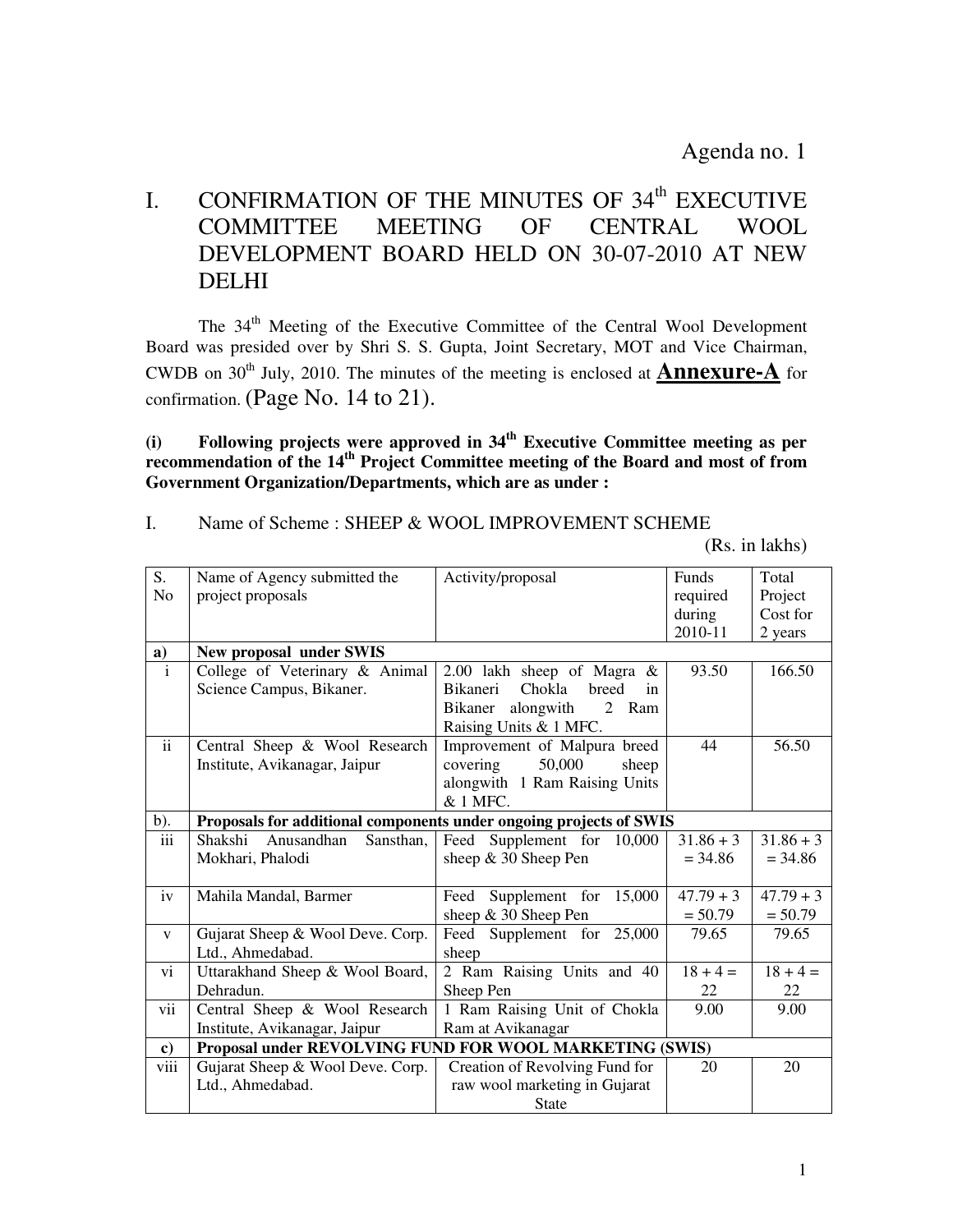Agenda no. 1

# I. CONFIRMATION OF THE MINUTES OF 34th EXECUTIVE COMMITTEE MEETING OF CENTRAL WOOL DEVELOPMENT BOARD HELD ON 30-07-2010 AT NEW DELHI

The 34th Meeting of the Executive Committee of the Central Wool Development Board was presided over by Shri S. S. Gupta, Joint Secretary, MOT and Vice Chairman, CWDB on 30th July, 2010. The minutes of the meeting is enclosed at **Annexure-A** for confirmation. (Page No. 14 to 21).

**(i) Following projects were approved in 34th Executive Committee meeting as per recommendation of the 14th Project Committee meeting of the Board and most of from Government Organization/Departments, which are as under :**

I. Name of Scheme : SHEEP & WOOL IMPROVEMENT SCHEME

(Rs. in lakhs)

| S. No | Name of Agency submitted the project proposals | Activity/proposal | Funds required during 2010-11 | Total Project Cost for 2 years |
|---|---|---|---|---|
| **a)** | **New proposal under SWIS** | | | |
| i | College of Veterinary & Animal Science Campus, Bikaner. | 2.00 lakh sheep of Magra & Bikaneri Chokla breed in Bikaner alongwith 2 Ram Raising Units & 1 MFC. | 93.50 | 166.50 |
| ii | Central Sheep & Wool Research Institute, Avikanagar, Jaipur | Improvement of Malpura breed covering 50,000 sheep alongwith 1 Ram Raising Units & 1 MFC. | 44 | 56.50 |
| **b).** | **Proposals for additional components under ongoing projects of SWIS** | | | |
| iii | Shakshi Anusandhan Sansthan, Mokhari, Phalodi | Feed Supplement for 10,000 sheep & 30 Sheep Pen | 31.86 + 3 = 34.86 | 31.86 + 3 = 34.86 |
| iv | Mahila Mandal, Barmer | Feed Supplement for 15,000 sheep & 30 Sheep Pen | 47.79 + 3 = 50.79 | 47.79 + 3 = 50.79 |
| v | Gujarat Sheep & Wool Deve. Corp. Ltd., Ahmedabad. | Feed Supplement for 25,000 sheep | 79.65 | 79.65 |
| vi | Uttarakhand Sheep & Wool Board, Dehradun. | 2 Ram Raising Units and 40 Sheep Pen | 18 + 4 = 22 | 18 + 4 = 22 |
| vii | Central Sheep & Wool Research Institute, Avikanagar, Jaipur | 1 Ram Raising Unit of Chokla Ram at Avikanagar | 9.00 | 9.00 |
| **c)** | **Proposal under REVOLVING FUND FOR WOOL MARKETING (SWIS)** | | | |
| viii | Gujarat Sheep & Wool Deve. Corp. Ltd., Ahmedabad. | Creation of Revolving Fund for raw wool marketing in Gujarat State | 20 | 20 |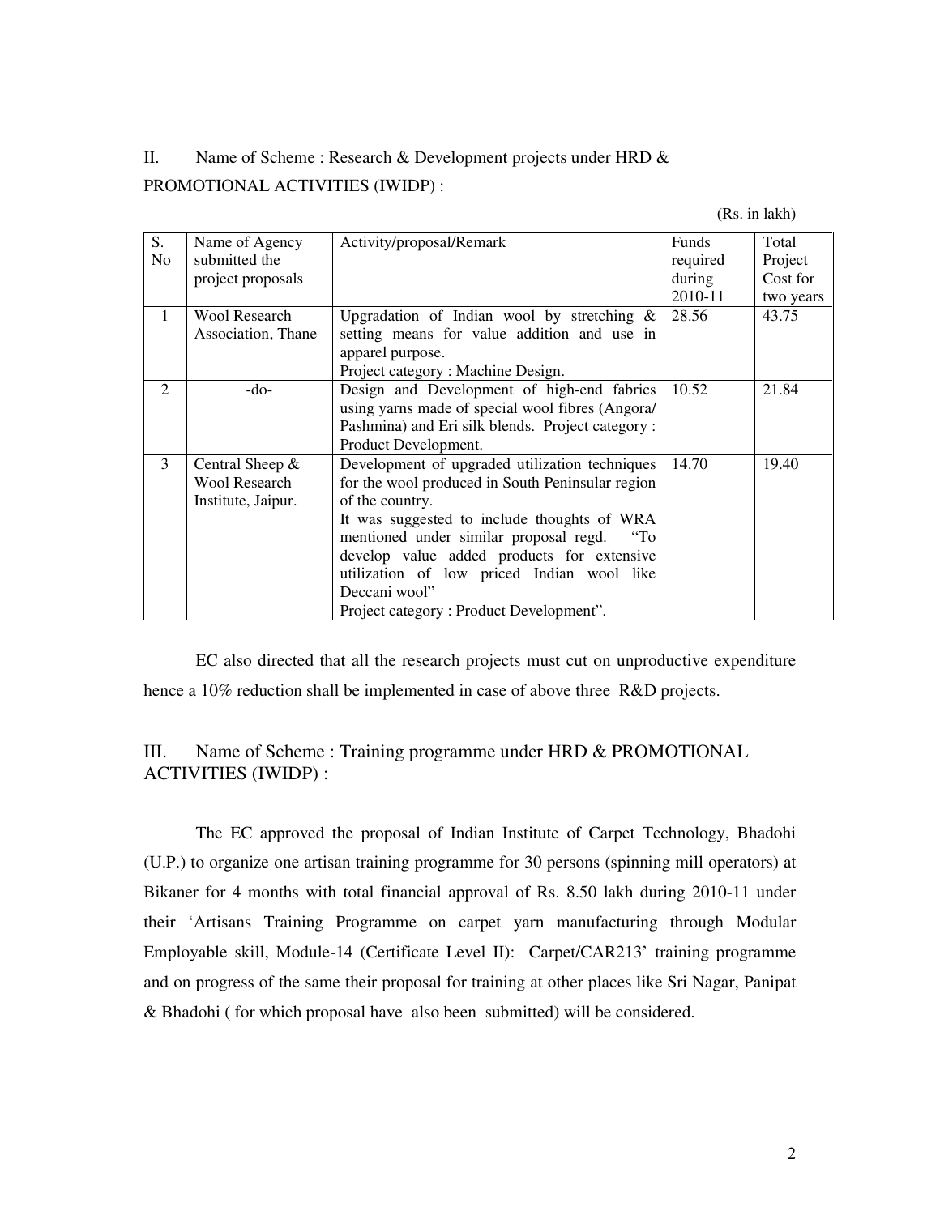II. Name of Scheme : Research & Development projects under HRD & PROMOTIONAL ACTIVITIES (IWIDP) :

(Rs. in lakh)

| S. No | Name of Agency submitted the project proposals | Activity/proposal/Remark | Funds required during 2010-11 | Total Project Cost for two years |
|---|---|---|---|---|
| 1 | Wool Research Association, Thane | Upgradation of Indian wool by stretching & setting means for value addition and use in apparel purpose.<br>Project category : Machine Design. | 28.56 | 43.75 |
| 2 | -do- | Design and Development of high-end fabrics using yarns made of special wool fibres (Angora/ Pashmina) and Eri silk blends. Project category : Product Development. | 10.52 | 21.84 |
| 3 | Central Sheep & Wool Research Institute, Jaipur. | Development of upgraded utilization techniques for the wool produced in South Peninsular region of the country.<br>It was suggested to include thoughts of WRA mentioned under similar proposal regd. "To develop value added products for extensive utilization of low priced Indian wool like Deccani wool"<br>Project category : Product Development". | 14.70 | 19.40 |

EC also directed that all the research projects must cut on unproductive expenditure hence a 10% reduction shall be implemented in case of above three R&D projects.

III. Name of Scheme : Training programme under HRD & PROMOTIONAL ACTIVITIES (IWIDP) :

The EC approved the proposal of Indian Institute of Carpet Technology, Bhadohi (U.P.) to organize one artisan training programme for 30 persons (spinning mill operators) at Bikaner for 4 months with total financial approval of Rs. 8.50 lakh during 2010-11 under their 'Artisans Training Programme on carpet yarn manufacturing through Modular Employable skill, Module-14 (Certificate Level II): Carpet/CAR213' training programme and on progress of the same their proposal for training at other places like Sri Nagar, Panipat & Bhadohi ( for which proposal have also been submitted) will be considered.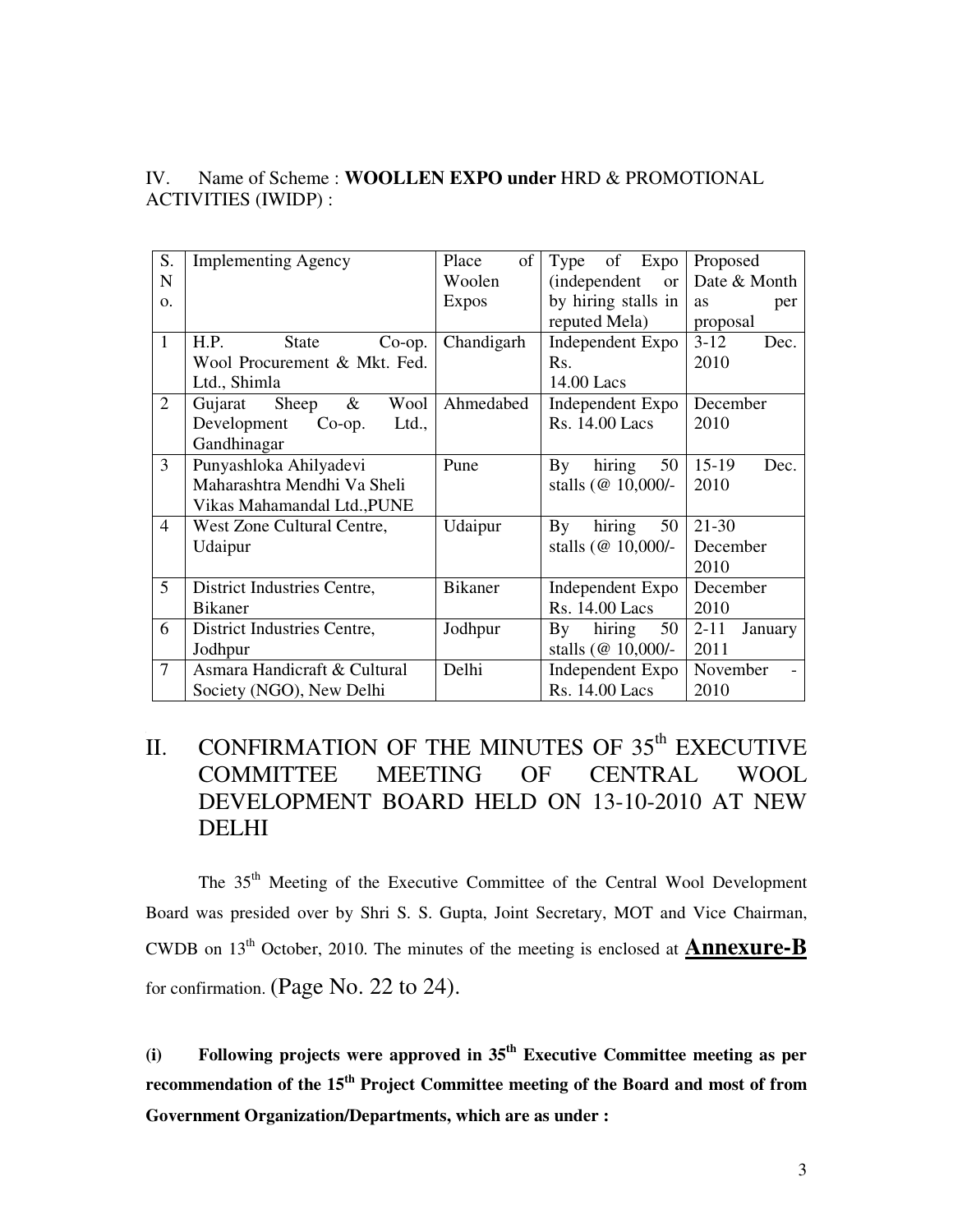IV. Name of Scheme : **WOOLLEN EXPO under** HRD & PROMOTIONAL ACTIVITIES (IWIDP) :

| S. No. | Implementing Agency | Place of Woolen Expos | Type of Expo (independent or by hiring stalls in reputed Mela) | Proposed Date & Month as per proposal |
|---|---|---|---|---|
| 1 | H.P. State Co-op. Wool Procurement & Mkt. Fed. Ltd., Shimla | Chandigarh | Independent Expo Rs. 14.00 Lacs | 3-12 Dec. 2010 |
| 2 | Gujarat Sheep & Wool Development Co-op. Ltd., Gandhinagar | Ahmedabed | Independent Expo Rs. 14.00 Lacs | December 2010 |
| 3 | Punyashloka Ahilyadevi Maharashtra Mendhi Va Sheli Vikas Mahamandal Ltd.,PUNE | Pune | By hiring 50 stalls (@ 10,000/- | 15-19 Dec. 2010 |
| 4 | West Zone Cultural Centre, Udaipur | Udaipur | By hiring 50 stalls (@ 10,000/- | 21-30 December 2010 |
| 5 | District Industries Centre, Bikaner | Bikaner | Independent Expo Rs. 14.00 Lacs | December 2010 |
| 6 | District Industries Centre, Jodhpur | Jodhpur | By hiring 50 stalls (@ 10,000/- | 2-11 January 2011 |
| 7 | Asmara Handicraft & Cultural Society (NGO), New Delhi | Delhi | Independent Expo Rs. 14.00 Lacs | November - 2010 |

## II. CONFIRMATION OF THE MINUTES OF 35th EXECUTIVE COMMITTEE MEETING OF CENTRAL WOOL DEVELOPMENT BOARD HELD ON 13-10-2010 AT NEW DELHI

The 35th Meeting of the Executive Committee of the Central Wool Development Board was presided over by Shri S. S. Gupta, Joint Secretary, MOT and Vice Chairman, CWDB on 13th October, 2010. The minutes of the meeting is enclosed at **Annexure-B** for confirmation. (Page No. 22 to 24).

**(i) Following projects were approved in 35th Executive Committee meeting as per recommendation of the 15th Project Committee meeting of the Board and most of from Government Organization/Departments, which are as under :**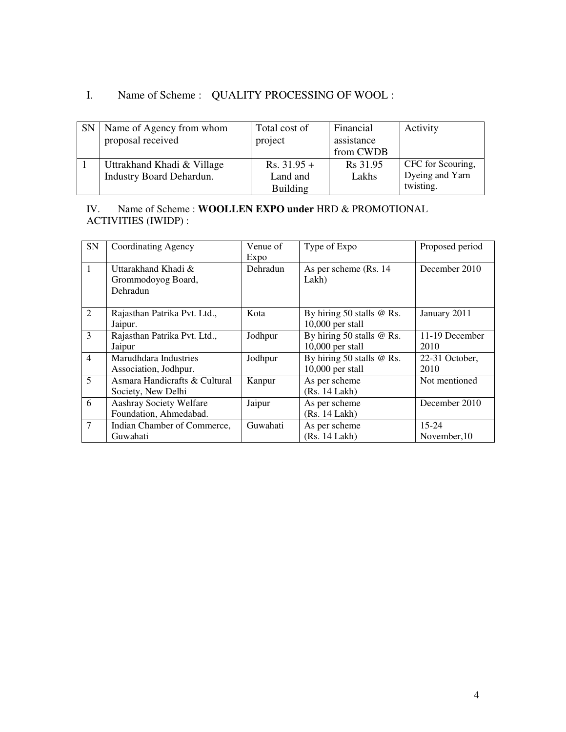I. Name of Scheme : QUALITY PROCESSING OF WOOL :

| SN | Name of Agency from whom proposal received | Total cost of project | Financial assistance from CWDB | Activity |
|---|---|---|---|---|
| 1 | Uttrakhand Khadi & Village Industry Board Dehardun. | Rs. 31.95 + Land and Building | Rs 31.95 Lakhs | CFC for Scouring, Dyeing and Yarn twisting. |

IV. Name of Scheme : **WOOLLEN EXPO under** HRD & PROMOTIONAL ACTIVITIES (IWIDP) :

| SN | Coordinating Agency | Venue of Expo | Type of Expo | Proposed period |
|---|---|---|---|---|
| 1 | Uttarakhand Khadi & Grommodoyog Board, Dehradun | Dehradun | As per scheme (Rs. 14 Lakh) | December 2010 |
| 2 | Rajasthan Patrika Pvt. Ltd., Jaipur. | Kota | By hiring 50 stalls @ Rs. 10,000 per stall | January 2011 |
| 3 | Rajasthan Patrika Pvt. Ltd., Jaipur | Jodhpur | By hiring 50 stalls @ Rs. 10,000 per stall | 11-19 December 2010 |
| 4 | Marudhdara Industries Association, Jodhpur. | Jodhpur | By hiring 50 stalls @ Rs. 10,000 per stall | 22-31 October, 2010 |
| 5 | Asmara Handicrafts & Cultural Society, New Delhi | Kanpur | As per scheme (Rs. 14 Lakh) | Not mentioned |
| 6 | Aashray Society Welfare Foundation, Ahmedabad. | Jaipur | As per scheme (Rs. 14 Lakh) | December 2010 |
| 7 | Indian Chamber of Commerce, Guwahati | Guwahati | As per scheme (Rs. 14 Lakh) | 15-24 November,10 |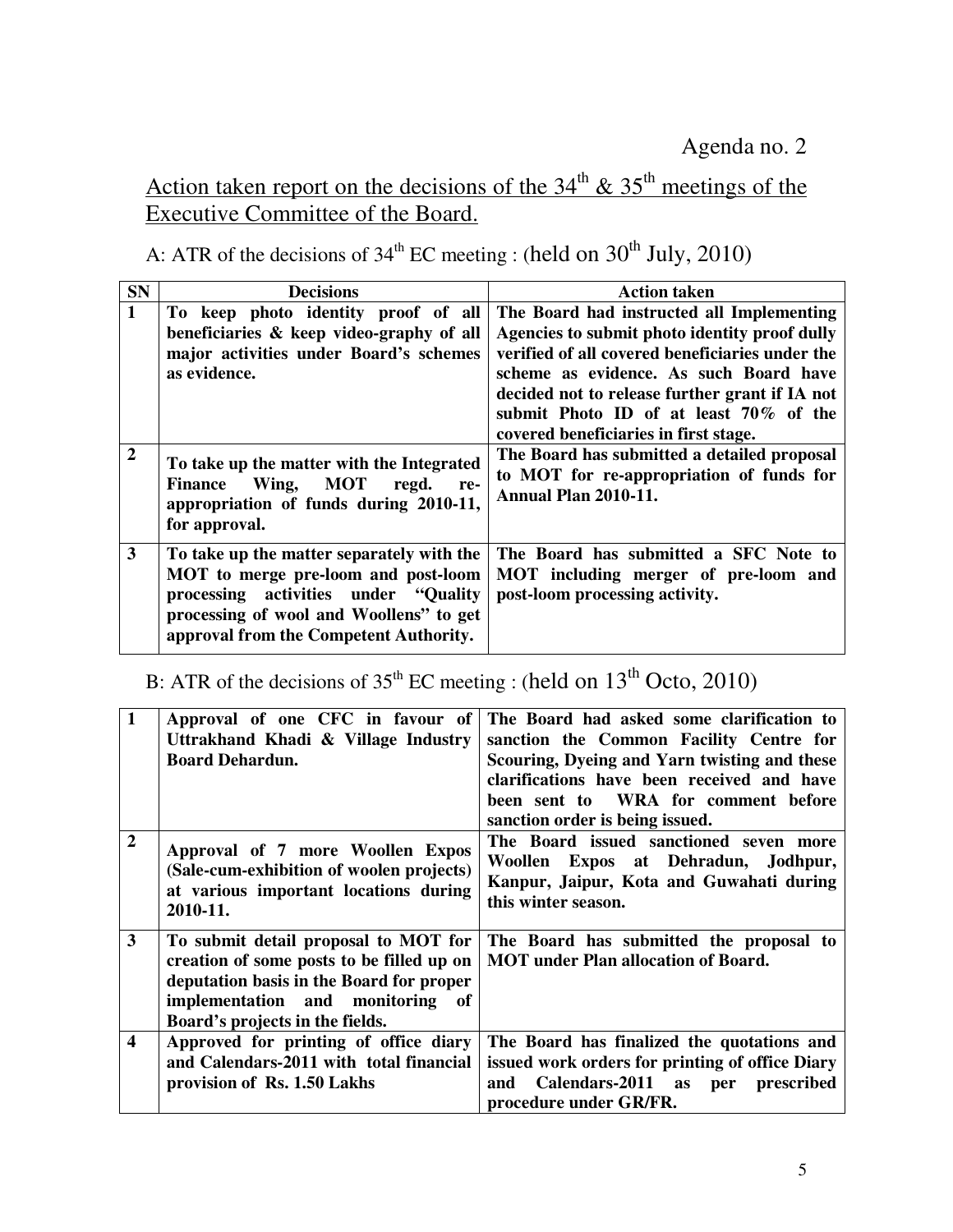Agenda no. 2

## Action taken report on the decisions of the 34th & 35th meetings of the Executive Committee of the Board.

A: ATR of the decisions of 34th EC meeting : (held on 30th July, 2010)

| SN | Decisions | Action taken |
|---|---|---|
| **1** | **To keep photo identity proof of all beneficiaries & keep video-graphy of all major activities under Board's schemes as evidence.** | **The Board had instructed all Implementing Agencies to submit photo identity proof dully verified of all covered beneficiaries under the scheme as evidence. As such Board have decided not to release further grant if IA not submit Photo ID of at least 70% of the covered beneficiaries in first stage.** |
| **2** | **To take up the matter with the Integrated Finance Wing, MOT regd. re-appropriation of funds during 2010-11, for approval.** | **The Board has submitted a detailed proposal to MOT for re-appropriation of funds for Annual Plan 2010-11.** |
| **3** | **To take up the matter separately with the MOT to merge pre-loom and post-loom processing activities under "Quality processing of wool and Woollens" to get approval from the Competent Authority.** | **The Board has submitted a SFC Note to MOT including merger of pre-loom and post-loom processing activity.** |

B: ATR of the decisions of 35th EC meeting : (held on 13th Octo, 2010)

| SN | Decisions | Action taken |
|---|---|---|
| **1** | **Approval of one CFC in favour of Uttrakhand Khadi & Village Industry Board Dehardun.** | **The Board had asked some clarification to sanction the Common Facility Centre for Scouring, Dyeing and Yarn twisting and these clarifications have been received and have been sent to WRA for comment before sanction order is being issued.** |
| **2** | **Approval of 7 more Woollen Expos (Sale-cum-exhibition of woolen projects) at various important locations during 2010-11.** | **The Board issued sanctioned seven more Woollen Expos at Dehradun, Jodhpur, Kanpur, Jaipur, Kota and Guwahati during this winter season.** |
| **3** | **To submit detail proposal to MOT for creation of some posts to be filled up on deputation basis in the Board for proper implementation and monitoring of Board's projects in the fields.** | **The Board has submitted the proposal to MOT under Plan allocation of Board.** |
| **4** | **Approved for printing of office diary and Calendars-2011 with total financial provision of Rs. 1.50 Lakhs** | **The Board has finalized the quotations and issued work orders for printing of office Diary and Calendars-2011 as per prescribed procedure under GR/FR.** |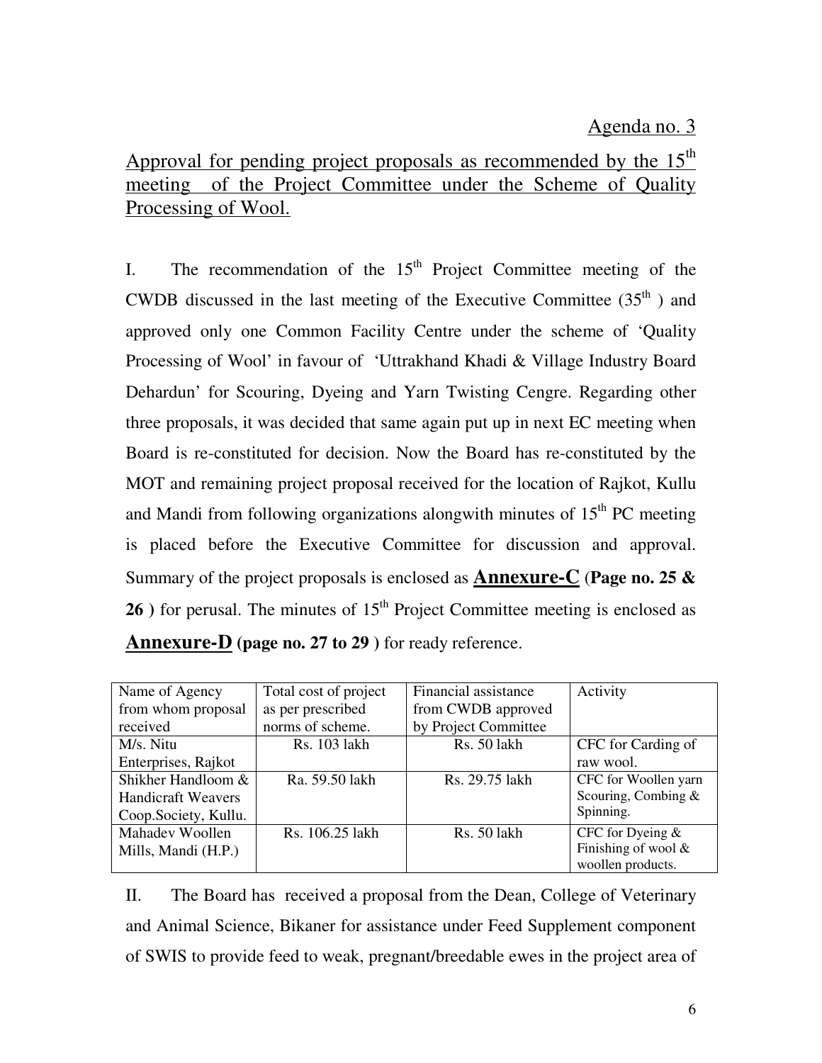<u>Agenda no. 3</u>

## Approval for pending project proposals as recommended by the 15th meeting of the Project Committee under the Scheme of Quality Processing of Wool.

I. The recommendation of the 15th Project Committee meeting of the CWDB discussed in the last meeting of the Executive Committee (35th ) and approved only one Common Facility Centre under the scheme of 'Quality Processing of Wool' in favour of 'Uttrakhand Khadi & Village Industry Board Dehardun' for Scouring, Dyeing and Yarn Twisting Cengre. Regarding other three proposals, it was decided that same again put up in next EC meeting when Board is re-constituted for decision. Now the Board has re-constituted by the MOT and remaining project proposal received for the location of Rajkot, Kullu and Mandi from following organizations alongwith minutes of 15th PC meeting is placed before the Executive Committee for discussion and approval. Summary of the project proposals is enclosed as **Annexure-C** (**Page no. 25 & 26 )** for perusal. The minutes of 15th Project Committee meeting is enclosed as **Annexure-D (page no. 27 to 29 )** for ready reference.

| Name of Agency from whom proposal received | Total cost of project as per prescribed norms of scheme. | Financial assistance from CWDB approved by Project Committee | Activity |
|---|---|---|---|
| M/s. Nitu Enterprises, Rajkot | Rs. 103 lakh | Rs. 50 lakh | CFC for Carding of raw wool. |
| Shikher Handloom & Handicraft Weavers Coop.Society, Kullu. | Ra. 59.50 lakh | Rs. 29.75 lakh | CFC for Woollen yarn Scouring, Combing & Spinning. |
| Mahadev Woollen Mills, Mandi (H.P.) | Rs. 106.25 lakh | Rs. 50 lakh | CFC for Dyeing & Finishing of wool & woollen products. |

II. The Board has received a proposal from the Dean, College of Veterinary and Animal Science, Bikaner for assistance under Feed Supplement component of SWIS to provide feed to weak, pregnant/breedable ewes in the project area of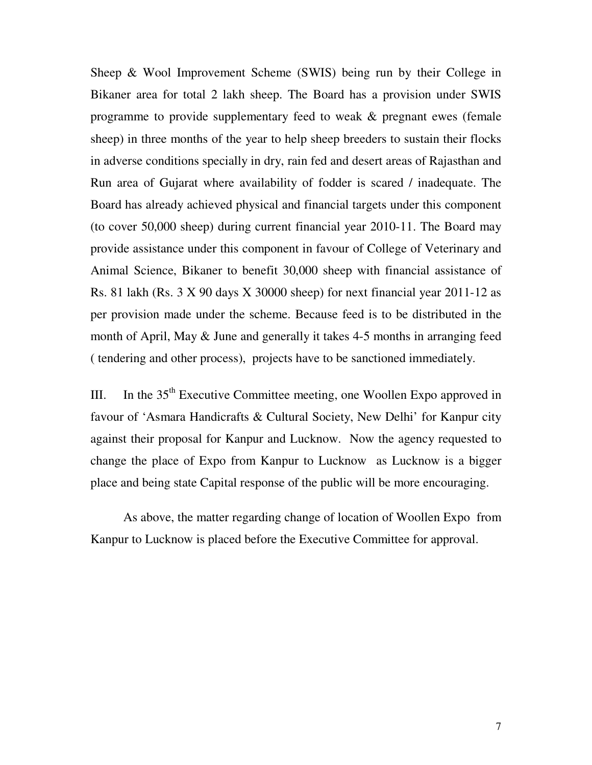Sheep & Wool Improvement Scheme (SWIS) being run by their College in Bikaner area for total 2 lakh sheep. The Board has a provision under SWIS programme to provide supplementary feed to weak & pregnant ewes (female sheep) in three months of the year to help sheep breeders to sustain their flocks in adverse conditions specially in dry, rain fed and desert areas of Rajasthan and Run area of Gujarat where availability of fodder is scared / inadequate. The Board has already achieved physical and financial targets under this component (to cover 50,000 sheep) during current financial year 2010-11. The Board may provide assistance under this component in favour of College of Veterinary and Animal Science, Bikaner to benefit 30,000 sheep with financial assistance of Rs. 81 lakh (Rs. 3 X 90 days X 30000 sheep) for next financial year 2011-12 as per provision made under the scheme. Because feed is to be distributed in the month of April, May & June and generally it takes 4-5 months in arranging feed ( tendering and other process), projects have to be sanctioned immediately.

III. In the 35th Executive Committee meeting, one Woollen Expo approved in favour of 'Asmara Handicrafts & Cultural Society, New Delhi' for Kanpur city against their proposal for Kanpur and Lucknow. Now the agency requested to change the place of Expo from Kanpur to Lucknow as Lucknow is a bigger place and being state Capital response of the public will be more encouraging.

As above, the matter regarding change of location of Woollen Expo from Kanpur to Lucknow is placed before the Executive Committee for approval.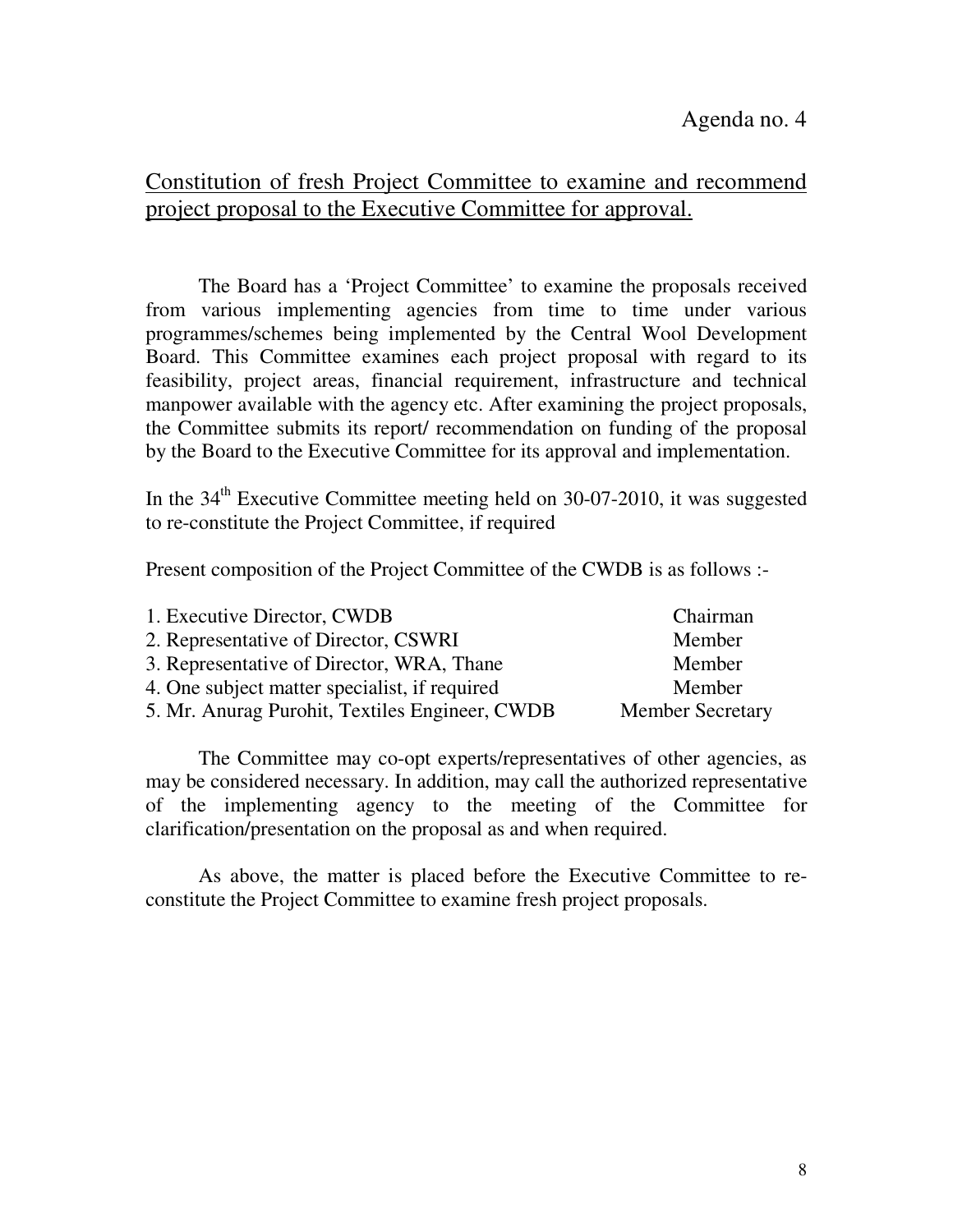Agenda no. 4

## Constitution of fresh Project Committee to examine and recommend project proposal to the Executive Committee for approval.

The Board has a 'Project Committee' to examine the proposals received from various implementing agencies from time to time under various programmes/schemes being implemented by the Central Wool Development Board. This Committee examines each project proposal with regard to its feasibility, project areas, financial requirement, infrastructure and technical manpower available with the agency etc. After examining the project proposals, the Committee submits its report/ recommendation on funding of the proposal by the Board to the Executive Committee for its approval and implementation.

In the 34th Executive Committee meeting held on 30-07-2010, it was suggested to re-constitute the Project Committee, if required

Present composition of the Project Committee of the CWDB is as follows :-

| | |
|---|---|
| 1. Executive Director, CWDB | Chairman |
| 2. Representative of Director, CSWRI | Member |
| 3. Representative of Director, WRA, Thane | Member |
| 4. One subject matter specialist, if required | Member |
| 5. Mr. Anurag Purohit, Textiles Engineer, CWDB | Member Secretary |

The Committee may co-opt experts/representatives of other agencies, as may be considered necessary. In addition, may call the authorized representative of the implementing agency to the meeting of the Committee for clarification/presentation on the proposal as and when required.

As above, the matter is placed before the Executive Committee to re-constitute the Project Committee to examine fresh project proposals.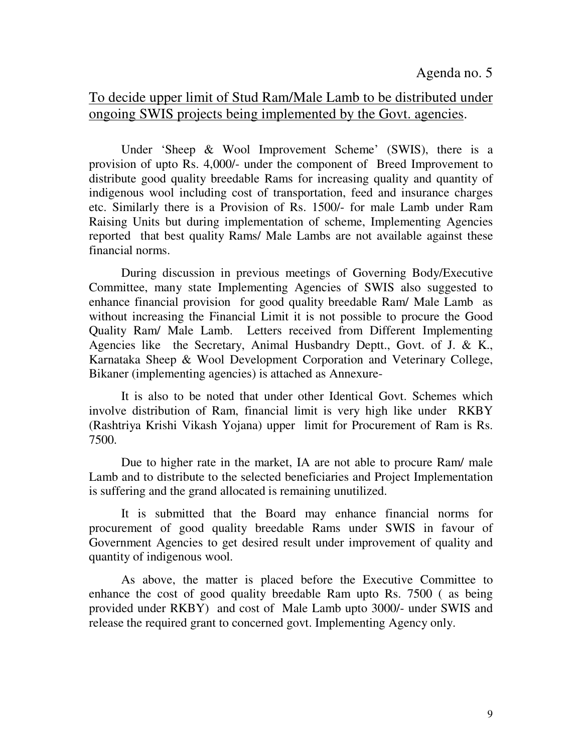Agenda no. 5

## To decide upper limit of Stud Ram/Male Lamb to be distributed under ongoing SWIS projects being implemented by the Govt. agencies.

Under 'Sheep & Wool Improvement Scheme' (SWIS), there is a provision of upto Rs. 4,000/- under the component of Breed Improvement to distribute good quality breedable Rams for increasing quality and quantity of indigenous wool including cost of transportation, feed and insurance charges etc. Similarly there is a Provision of Rs. 1500/- for male Lamb under Ram Raising Units but during implementation of scheme, Implementing Agencies reported that best quality Rams/ Male Lambs are not available against these financial norms.

During discussion in previous meetings of Governing Body/Executive Committee, many state Implementing Agencies of SWIS also suggested to enhance financial provision for good quality breedable Ram/ Male Lamb as without increasing the Financial Limit it is not possible to procure the Good Quality Ram/ Male Lamb. Letters received from Different Implementing Agencies like the Secretary, Animal Husbandry Deptt., Govt. of J. & K., Karnataka Sheep & Wool Development Corporation and Veterinary College, Bikaner (implementing agencies) is attached as Annexure-

It is also to be noted that under other Identical Govt. Schemes which involve distribution of Ram, financial limit is very high like under RKBY (Rashtriya Krishi Vikash Yojana) upper limit for Procurement of Ram is Rs. 7500.

Due to higher rate in the market, IA are not able to procure Ram/ male Lamb and to distribute to the selected beneficiaries and Project Implementation is suffering and the grand allocated is remaining unutilized.

It is submitted that the Board may enhance financial norms for procurement of good quality breedable Rams under SWIS in favour of Government Agencies to get desired result under improvement of quality and quantity of indigenous wool.

As above, the matter is placed before the Executive Committee to enhance the cost of good quality breedable Ram upto Rs. 7500 ( as being provided under RKBY) and cost of Male Lamb upto 3000/- under SWIS and release the required grant to concerned govt. Implementing Agency only.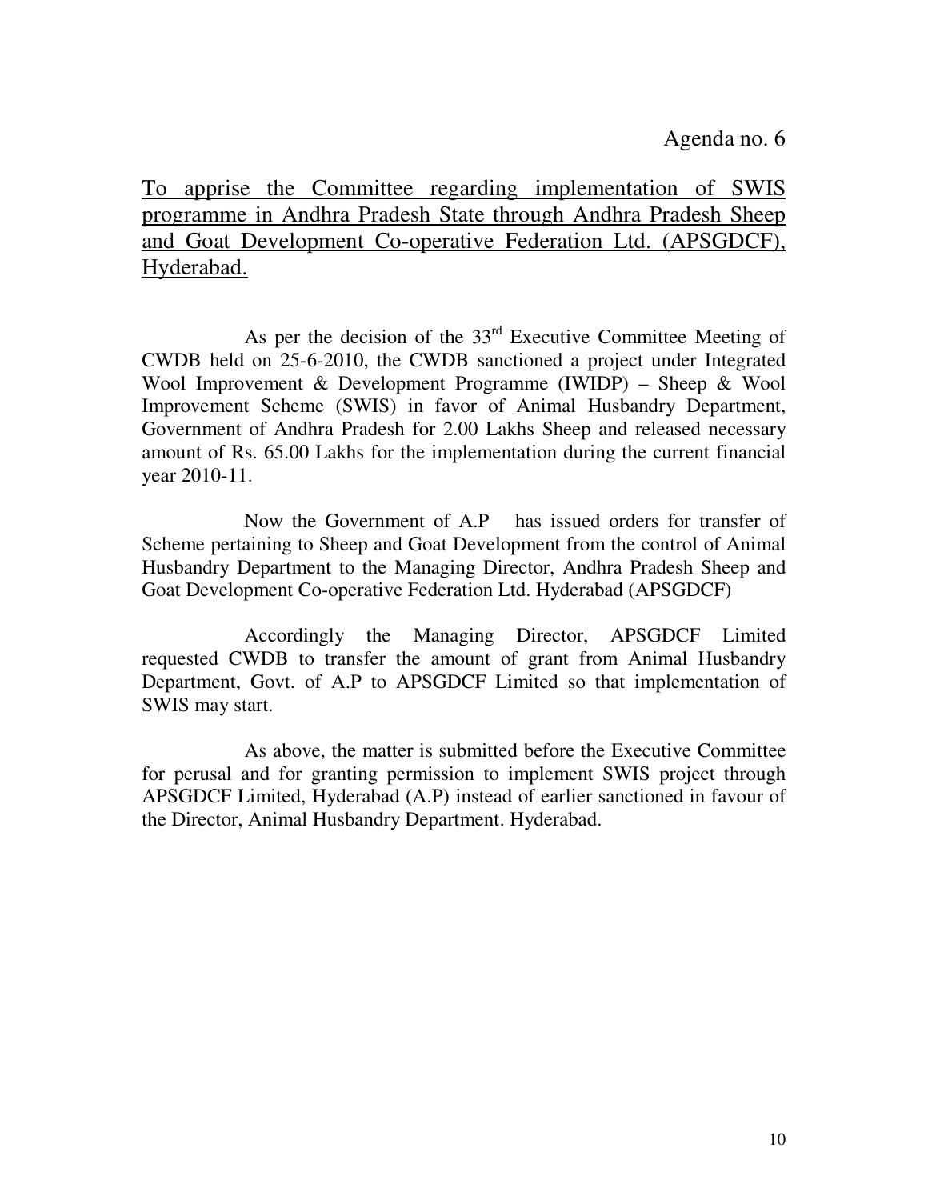Agenda no. 6

<u>To apprise the Committee regarding implementation of SWIS programme in Andhra Pradesh State through Andhra Pradesh Sheep and Goat Development Co-operative Federation Ltd. (APSGDCF), Hyderabad.</u>

As per the decision of the 33rd Executive Committee Meeting of CWDB held on 25-6-2010, the CWDB sanctioned a project under Integrated Wool Improvement & Development Programme (IWIDP) – Sheep & Wool Improvement Scheme (SWIS) in favor of Animal Husbandry Department, Government of Andhra Pradesh for 2.00 Lakhs Sheep and released necessary amount of Rs. 65.00 Lakhs for the implementation during the current financial year 2010-11.

Now the Government of A.P has issued orders for transfer of Scheme pertaining to Sheep and Goat Development from the control of Animal Husbandry Department to the Managing Director, Andhra Pradesh Sheep and Goat Development Co-operative Federation Ltd. Hyderabad (APSGDCF)

Accordingly the Managing Director, APSGDCF Limited requested CWDB to transfer the amount of grant from Animal Husbandry Department, Govt. of A.P to APSGDCF Limited so that implementation of SWIS may start.

As above, the matter is submitted before the Executive Committee for perusal and for granting permission to implement SWIS project through APSGDCF Limited, Hyderabad (A.P) instead of earlier sanctioned in favour of the Director, Animal Husbandry Department. Hyderabad.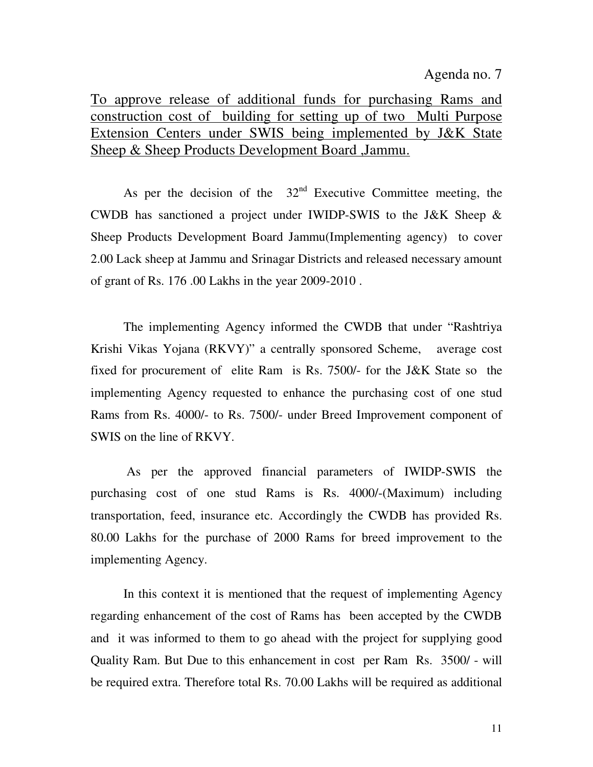Agenda no. 7

<u>To approve release of additional funds for purchasing Rams and construction cost of building for setting up of two Multi Purpose Extension Centers under SWIS being implemented by J&K State Sheep & Sheep Products Development Board ,Jammu.</u>

As per the decision of the 32nd Executive Committee meeting, the CWDB has sanctioned a project under IWIDP-SWIS to the J&K Sheep & Sheep Products Development Board Jammu(Implementing agency) to cover 2.00 Lack sheep at Jammu and Srinagar Districts and released necessary amount of grant of Rs. 176 .00 Lakhs in the year 2009-2010 .

The implementing Agency informed the CWDB that under "Rashtriya Krishi Vikas Yojana (RKVY)" a centrally sponsored Scheme, average cost fixed for procurement of elite Ram is Rs. 7500/- for the J&K State so the implementing Agency requested to enhance the purchasing cost of one stud Rams from Rs. 4000/- to Rs. 7500/- under Breed Improvement component of SWIS on the line of RKVY.

As per the approved financial parameters of IWIDP-SWIS the purchasing cost of one stud Rams is Rs. 4000/-(Maximum) including transportation, feed, insurance etc. Accordingly the CWDB has provided Rs. 80.00 Lakhs for the purchase of 2000 Rams for breed improvement to the implementing Agency.

In this context it is mentioned that the request of implementing Agency regarding enhancement of the cost of Rams has been accepted by the CWDB and it was informed to them to go ahead with the project for supplying good Quality Ram. But Due to this enhancement in cost per Ram Rs. 3500/ - will be required extra. Therefore total Rs. 70.00 Lakhs will be required as additional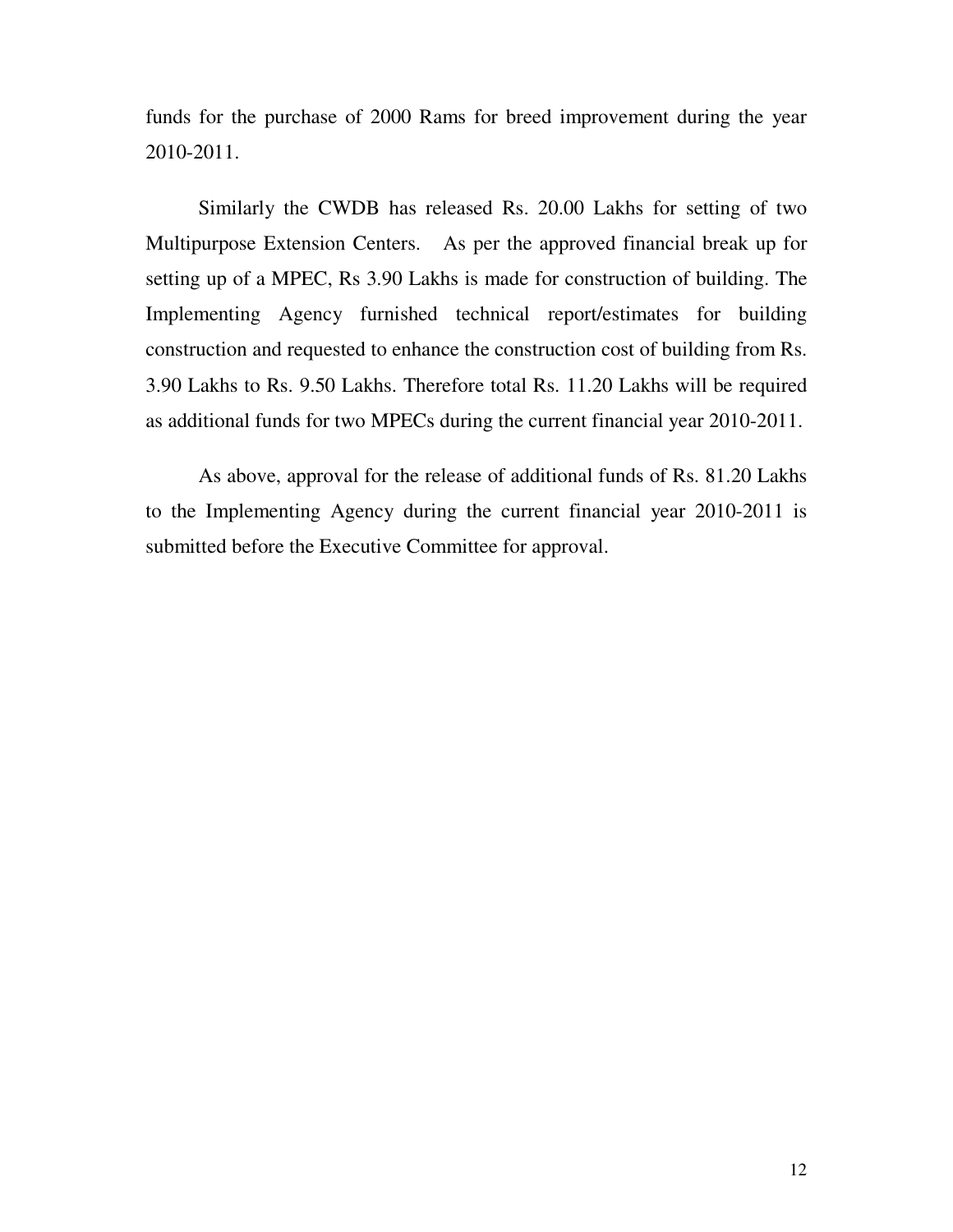funds for the purchase of 2000 Rams for breed improvement during the year 2010-2011.

Similarly the CWDB has released Rs. 20.00 Lakhs for setting of two Multipurpose Extension Centers. As per the approved financial break up for setting up of a MPEC, Rs 3.90 Lakhs is made for construction of building. The Implementing Agency furnished technical report/estimates for building construction and requested to enhance the construction cost of building from Rs. 3.90 Lakhs to Rs. 9.50 Lakhs. Therefore total Rs. 11.20 Lakhs will be required as additional funds for two MPECs during the current financial year 2010-2011.

As above, approval for the release of additional funds of Rs. 81.20 Lakhs to the Implementing Agency during the current financial year 2010-2011 is submitted before the Executive Committee for approval.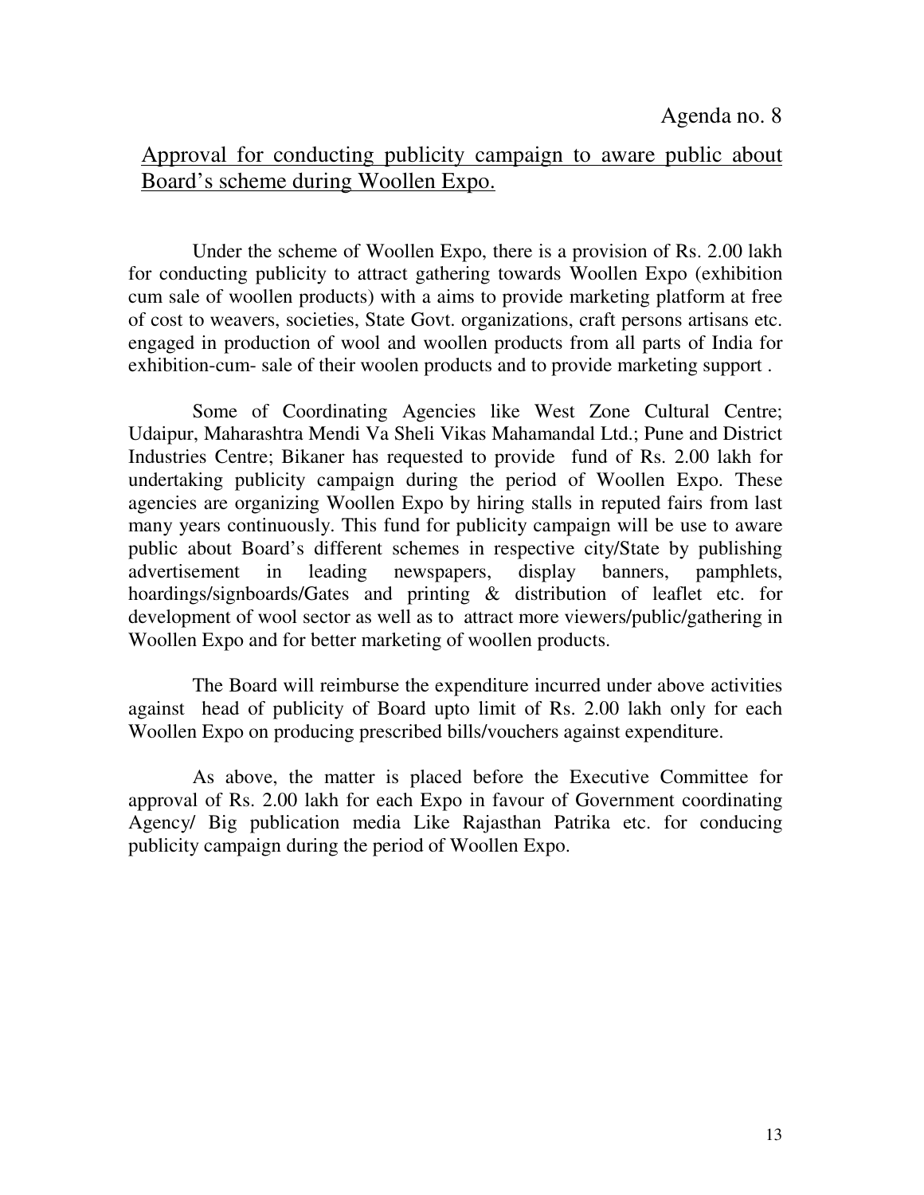Agenda no. 8

## Approval for conducting publicity campaign to aware public about Board's scheme during Woollen Expo.

Under the scheme of Woollen Expo, there is a provision of Rs. 2.00 lakh for conducting publicity to attract gathering towards Woollen Expo (exhibition cum sale of woollen products) with a aims to provide marketing platform at free of cost to weavers, societies, State Govt. organizations, craft persons artisans etc. engaged in production of wool and woollen products from all parts of India for exhibition-cum- sale of their woolen products and to provide marketing support .

Some of Coordinating Agencies like West Zone Cultural Centre; Udaipur, Maharashtra Mendi Va Sheli Vikas Mahamandal Ltd.; Pune and District Industries Centre; Bikaner has requested to provide fund of Rs. 2.00 lakh for undertaking publicity campaign during the period of Woollen Expo. These agencies are organizing Woollen Expo by hiring stalls in reputed fairs from last many years continuously. This fund for publicity campaign will be use to aware public about Board's different schemes in respective city/State by publishing advertisement in leading newspapers, display banners, pamphlets, hoardings/signboards/Gates and printing & distribution of leaflet etc. for development of wool sector as well as to attract more viewers/public/gathering in Woollen Expo and for better marketing of woollen products.

The Board will reimburse the expenditure incurred under above activities against head of publicity of Board upto limit of Rs. 2.00 lakh only for each Woollen Expo on producing prescribed bills/vouchers against expenditure.

As above, the matter is placed before the Executive Committee for approval of Rs. 2.00 lakh for each Expo in favour of Government coordinating Agency/ Big publication media Like Rajasthan Patrika etc. for conducing publicity campaign during the period of Woollen Expo.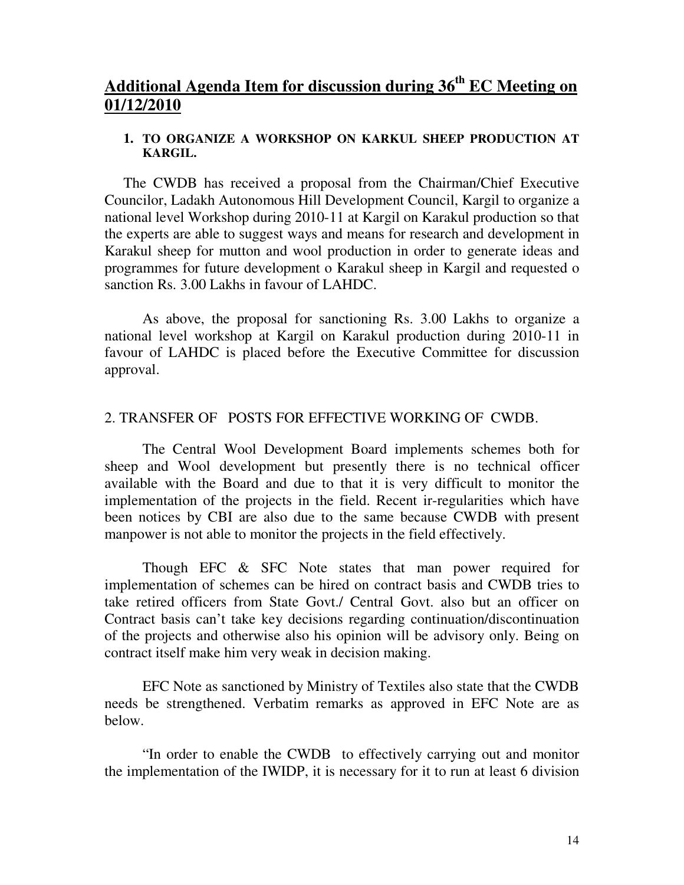## Additional Agenda Item for discussion during 36th EC Meeting on 01/12/2010

**1. TO ORGANIZE A WORKSHOP ON KARKUL SHEEP PRODUCTION AT KARGIL.**

The CWDB has received a proposal from the Chairman/Chief Executive Councilor, Ladakh Autonomous Hill Development Council, Kargil to organize a national level Workshop during 2010-11 at Kargil on Karakul production so that the experts are able to suggest ways and means for research and development in Karakul sheep for mutton and wool production in order to generate ideas and programmes for future development o Karakul sheep in Kargil and requested o sanction Rs. 3.00 Lakhs in favour of LAHDC.

As above, the proposal for sanctioning Rs. 3.00 Lakhs to organize a national level workshop at Kargil on Karakul production during 2010-11 in favour of LAHDC is placed before the Executive Committee for discussion approval.

2. TRANSFER OF POSTS FOR EFFECTIVE WORKING OF CWDB.

The Central Wool Development Board implements schemes both for sheep and Wool development but presently there is no technical officer available with the Board and due to that it is very difficult to monitor the implementation of the projects in the field. Recent ir-regularities which have been notices by CBI are also due to the same because CWDB with present manpower is not able to monitor the projects in the field effectively.

Though EFC & SFC Note states that man power required for implementation of schemes can be hired on contract basis and CWDB tries to take retired officers from State Govt./ Central Govt. also but an officer on Contract basis can't take key decisions regarding continuation/discontinuation of the projects and otherwise also his opinion will be advisory only. Being on contract itself make him very weak in decision making.

EFC Note as sanctioned by Ministry of Textiles also state that the CWDB needs be strengthened. Verbatim remarks as approved in EFC Note are as below.

"In order to enable the CWDB to effectively carrying out and monitor the implementation of the IWIDP, it is necessary for it to run at least 6 division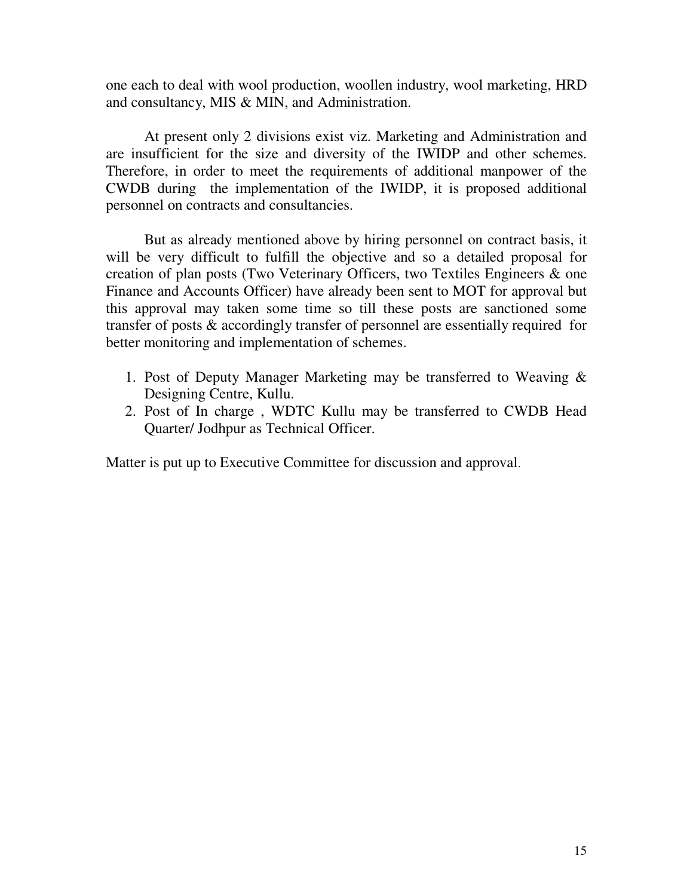one each to deal with wool production, woollen industry, wool marketing, HRD and consultancy, MIS & MIN, and Administration.

At present only 2 divisions exist viz. Marketing and Administration and are insufficient for the size and diversity of the IWIDP and other schemes. Therefore, in order to meet the requirements of additional manpower of the CWDB during the implementation of the IWIDP, it is proposed additional personnel on contracts and consultancies.

But as already mentioned above by hiring personnel on contract basis, it will be very difficult to fulfill the objective and so a detailed proposal for creation of plan posts (Two Veterinary Officers, two Textiles Engineers & one Finance and Accounts Officer) have already been sent to MOT for approval but this approval may taken some time so till these posts are sanctioned some transfer of posts & accordingly transfer of personnel are essentially required for better monitoring and implementation of schemes.

1. Post of Deputy Manager Marketing may be transferred to Weaving & Designing Centre, Kullu.
2. Post of In charge , WDTC Kullu may be transferred to CWDB Head Quarter/ Jodhpur as Technical Officer.

Matter is put up to Executive Committee for discussion and approval.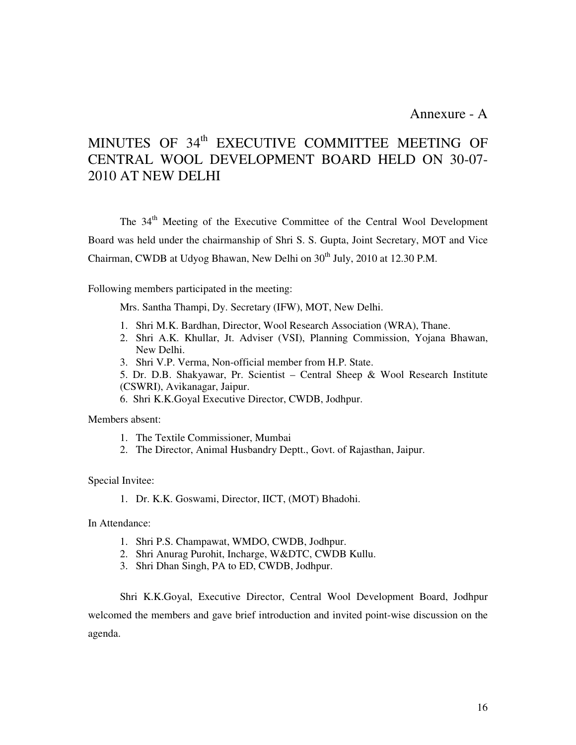Annexure - A

# MINUTES OF 34th EXECUTIVE COMMITTEE MEETING OF CENTRAL WOOL DEVELOPMENT BOARD HELD ON 30-07-2010 AT NEW DELHI

The 34th Meeting of the Executive Committee of the Central Wool Development Board was held under the chairmanship of Shri S. S. Gupta, Joint Secretary, MOT and Vice Chairman, CWDB at Udyog Bhawan, New Delhi on 30th July, 2010 at 12.30 P.M.

Following members participated in the meeting:

Mrs. Santha Thampi, Dy. Secretary (IFW), MOT, New Delhi.

1. Shri M.K. Bardhan, Director, Wool Research Association (WRA), Thane.
2. Shri A.K. Khullar, Jt. Adviser (VSI), Planning Commission, Yojana Bhawan, New Delhi.
3. Shri V.P. Verma, Non-official member from H.P. State.

5. Dr. D.B. Shakyawar, Pr. Scientist – Central Sheep & Wool Research Institute (CSWRI), Avikanagar, Jaipur.
6. Shri K.K.Goyal Executive Director, CWDB, Jodhpur.

Members absent:

1. The Textile Commissioner, Mumbai
2. The Director, Animal Husbandry Deptt., Govt. of Rajasthan, Jaipur.

Special Invitee:

1. Dr. K.K. Goswami, Director, IICT, (MOT) Bhadohi.

In Attendance:

1. Shri P.S. Champawat, WMDO, CWDB, Jodhpur.
2. Shri Anurag Purohit, Incharge, W&DTC, CWDB Kullu.
3. Shri Dhan Singh, PA to ED, CWDB, Jodhpur.

Shri K.K.Goyal, Executive Director, Central Wool Development Board, Jodhpur welcomed the members and gave brief introduction and invited point-wise discussion on the agenda.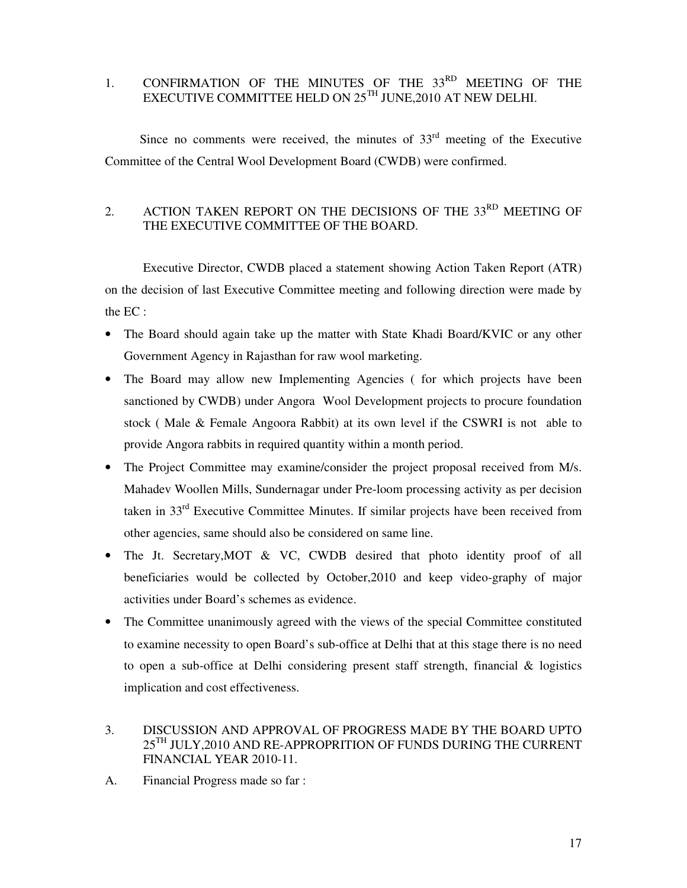## 1. CONFIRMATION OF THE MINUTES OF THE 33RD MEETING OF THE EXECUTIVE COMMITTEE HELD ON 25TH JUNE,2010 AT NEW DELHI.

Since no comments were received, the minutes of 33rd meeting of the Executive Committee of the Central Wool Development Board (CWDB) were confirmed.

## 2. ACTION TAKEN REPORT ON THE DECISIONS OF THE 33RD MEETING OF THE EXECUTIVE COMMITTEE OF THE BOARD.

Executive Director, CWDB placed a statement showing Action Taken Report (ATR) on the decision of last Executive Committee meeting and following direction were made by the EC :

- The Board should again take up the matter with State Khadi Board/KVIC or any other Government Agency in Rajasthan for raw wool marketing.
- The Board may allow new Implementing Agencies ( for which projects have been sanctioned by CWDB) under Angora Wool Development projects to procure foundation stock ( Male & Female Angoora Rabbit) at its own level if the CSWRI is not able to provide Angora rabbits in required quantity within a month period.
- The Project Committee may examine/consider the project proposal received from M/s. Mahadev Woollen Mills, Sundernagar under Pre-loom processing activity as per decision taken in 33rd Executive Committee Minutes. If similar projects have been received from other agencies, same should also be considered on same line.
- The Jt. Secretary,MOT & VC, CWDB desired that photo identity proof of all beneficiaries would be collected by October,2010 and keep video-graphy of major activities under Board's schemes as evidence.
- The Committee unanimously agreed with the views of the special Committee constituted to examine necessity to open Board's sub-office at Delhi that at this stage there is no need to open a sub-office at Delhi considering present staff strength, financial & logistics implication and cost effectiveness.

## 3. DISCUSSION AND APPROVAL OF PROGRESS MADE BY THE BOARD UPTO 25TH JULY,2010 AND RE-APPROPRITION OF FUNDS DURING THE CURRENT FINANCIAL YEAR 2010-11.

A. Financial Progress made so far :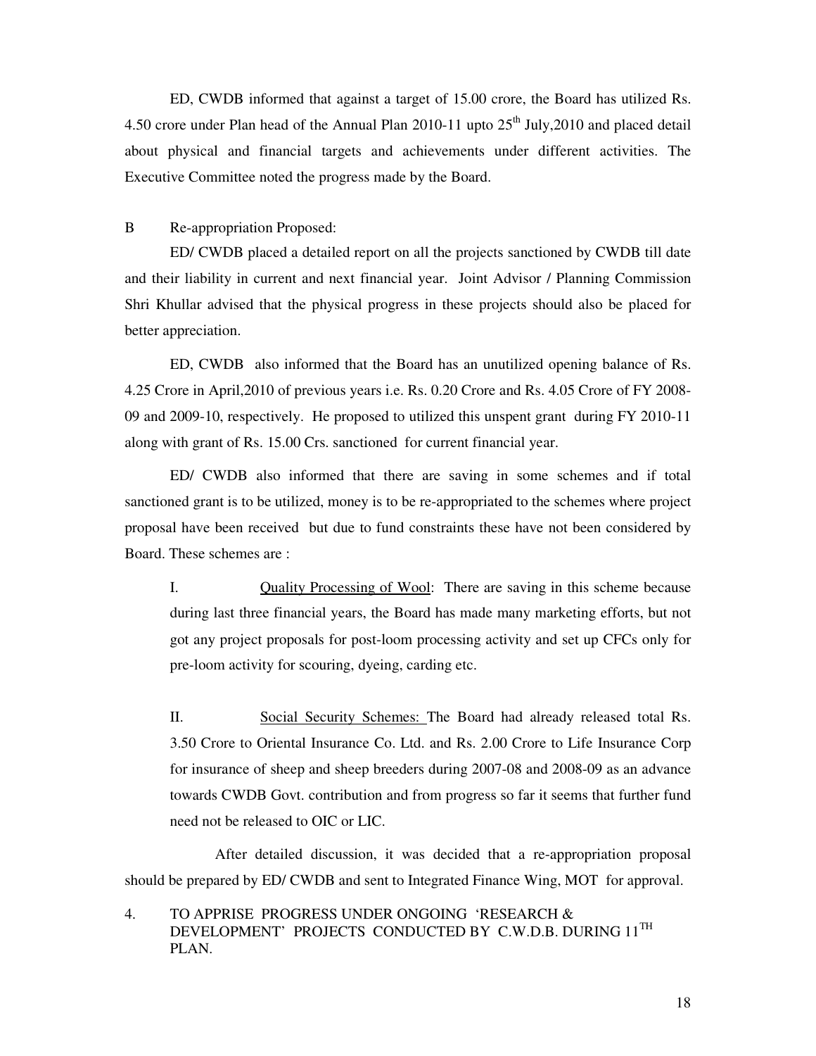ED, CWDB informed that against a target of 15.00 crore, the Board has utilized Rs. 4.50 crore under Plan head of the Annual Plan 2010-11 upto 25th July,2010 and placed detail about physical and financial targets and achievements under different activities. The Executive Committee noted the progress made by the Board.

B Re-appropriation Proposed:

ED/ CWDB placed a detailed report on all the projects sanctioned by CWDB till date and their liability in current and next financial year. Joint Advisor / Planning Commission Shri Khullar advised that the physical progress in these projects should also be placed for better appreciation.

ED, CWDB also informed that the Board has an unutilized opening balance of Rs. 4.25 Crore in April,2010 of previous years i.e. Rs. 0.20 Crore and Rs. 4.05 Crore of FY 2008-09 and 2009-10, respectively. He proposed to utilized this unspent grant during FY 2010-11 along with grant of Rs. 15.00 Crs. sanctioned for current financial year.

ED/ CWDB also informed that there are saving in some schemes and if total sanctioned grant is to be utilized, money is to be re-appropriated to the schemes where project proposal have been received but due to fund constraints these have not been considered by Board. These schemes are :

I. Quality Processing of Wool: There are saving in this scheme because during last three financial years, the Board has made many marketing efforts, but not got any project proposals for post-loom processing activity and set up CFCs only for pre-loom activity for scouring, dyeing, carding etc.

II. Social Security Schemes: The Board had already released total Rs. 3.50 Crore to Oriental Insurance Co. Ltd. and Rs. 2.00 Crore to Life Insurance Corp for insurance of sheep and sheep breeders during 2007-08 and 2008-09 as an advance towards CWDB Govt. contribution and from progress so far it seems that further fund need not be released to OIC or LIC.

After detailed discussion, it was decided that a re-appropriation proposal should be prepared by ED/ CWDB and sent to Integrated Finance Wing, MOT for approval.

4. TO APPRISE PROGRESS UNDER ONGOING 'RESEARCH & DEVELOPMENT' PROJECTS CONDUCTED BY C.W.D.B. DURING 11TH PLAN.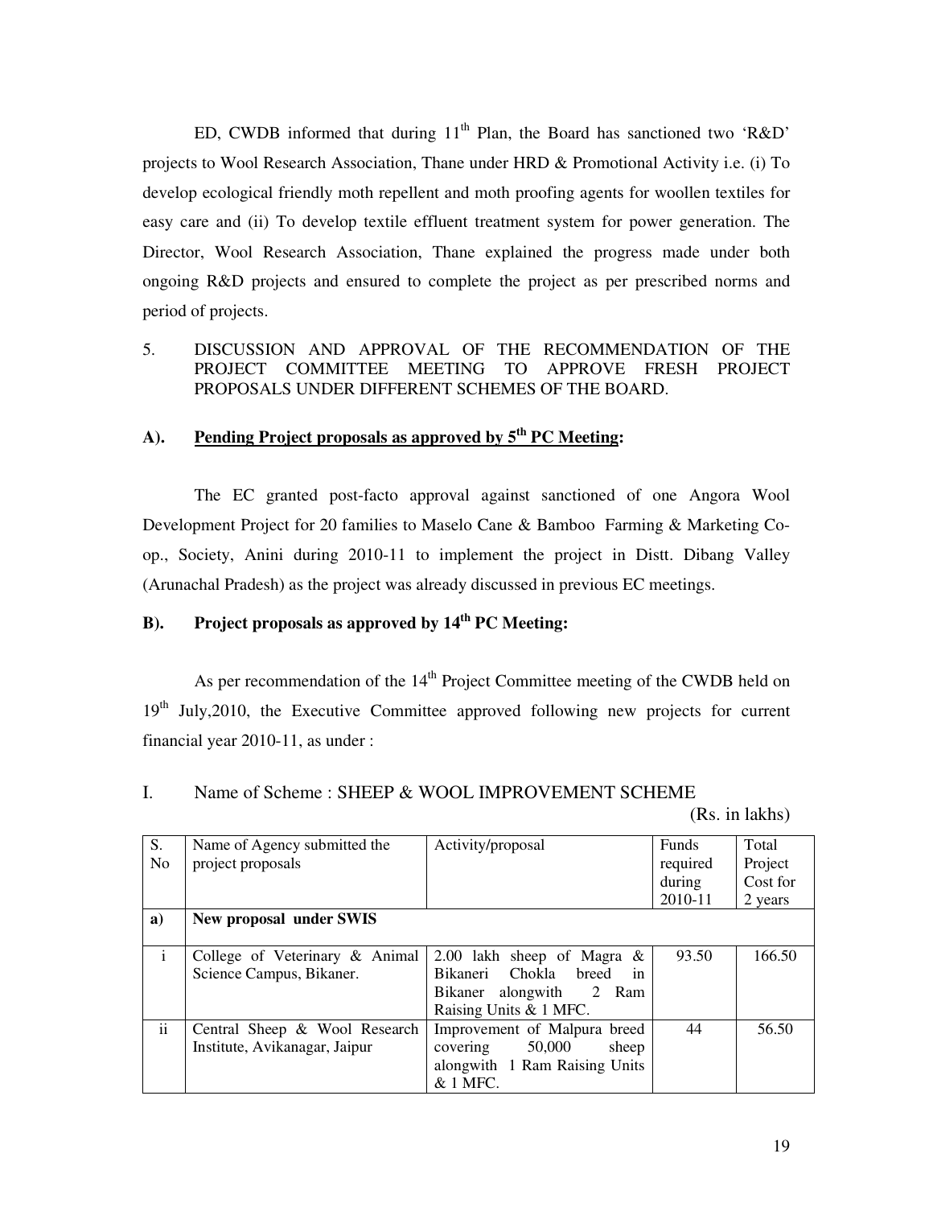ED, CWDB informed that during 11th Plan, the Board has sanctioned two 'R&D' projects to Wool Research Association, Thane under HRD & Promotional Activity i.e. (i) To develop ecological friendly moth repellent and moth proofing agents for woollen textiles for easy care and (ii) To develop textile effluent treatment system for power generation. The Director, Wool Research Association, Thane explained the progress made under both ongoing R&D projects and ensured to complete the project as per prescribed norms and period of projects.

5. DISCUSSION AND APPROVAL OF THE RECOMMENDATION OF THE PROJECT COMMITTEE MEETING TO APPROVE FRESH PROJECT PROPOSALS UNDER DIFFERENT SCHEMES OF THE BOARD.

**A). <u>Pending Project proposals as approved by 5th PC Meeting</u>:**

The EC granted post-facto approval against sanctioned of one Angora Wool Development Project for 20 families to Maselo Cane & Bamboo Farming & Marketing Co-op., Society, Anini during 2010-11 to implement the project in Distt. Dibang Valley (Arunachal Pradesh) as the project was already discussed in previous EC meetings.

**B). Project proposals as approved by 14th PC Meeting:**

As per recommendation of the 14th Project Committee meeting of the CWDB held on 19th July,2010, the Executive Committee approved following new projects for current financial year 2010-11, as under :

I. Name of Scheme : SHEEP & WOOL IMPROVEMENT SCHEME

(Rs. in lakhs)

| S. No | Name of Agency submitted the project proposals | Activity/proposal | Funds required during 2010-11 | Total Project Cost for 2 years |
|---|---|---|---|---|
| **a)** | **New proposal under SWIS** | | | |
| i | College of Veterinary & Animal Science Campus, Bikaner. | 2.00 lakh sheep of Magra & Bikaneri Chokla breed in Bikaner alongwith 2 Ram Raising Units & 1 MFC. | 93.50 | 166.50 |
| ii | Central Sheep & Wool Research Institute, Avikanagar, Jaipur | Improvement of Malpura breed covering 50,000 sheep alongwith 1 Ram Raising Units & 1 MFC. | 44 | 56.50 |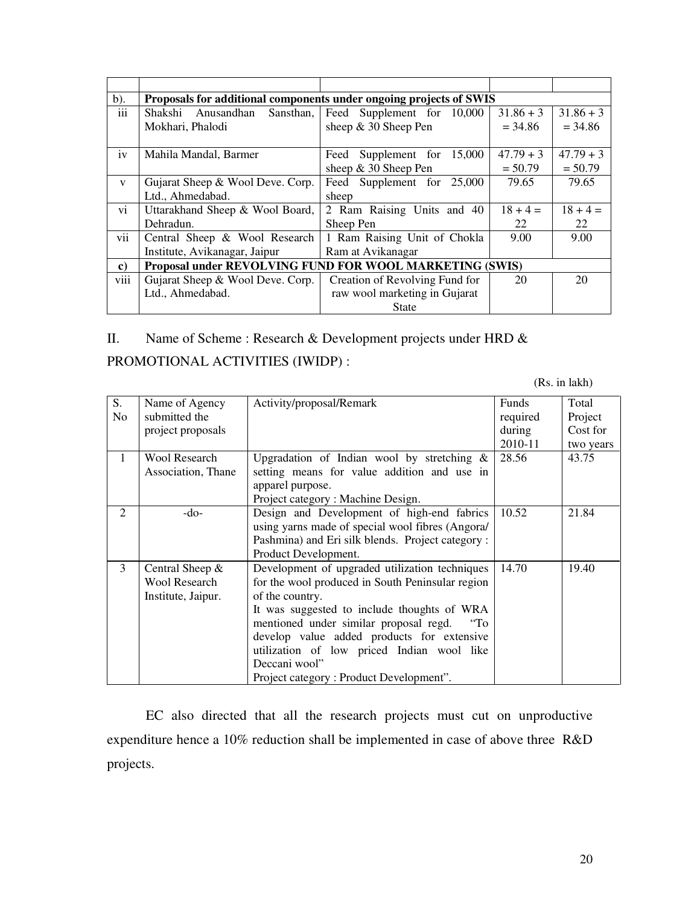| | | | | |
|---|---|---|---|---|
| b). | **Proposals for additional components under ongoing projects of SWIS** | | | |
| iii | Shakshi Anusandhan Sansthan, Mokhari, Phalodi | Feed Supplement for 10,000 sheep & 30 Sheep Pen | 31.86 + 3 = 34.86 | 31.86 + 3 = 34.86 |
| iv | Mahila Mandal, Barmer | Feed Supplement for 15,000 sheep & 30 Sheep Pen | 47.79 + 3 = 50.79 | 47.79 + 3 = 50.79 |
| v | Gujarat Sheep & Wool Deve. Corp. Ltd., Ahmedabad. | Feed Supplement for 25,000 sheep | 79.65 | 79.65 |
| vi | Uttarakhand Sheep & Wool Board, Dehradun. | 2 Ram Raising Units and 40 Sheep Pen | 18 + 4 = 22 | 18 + 4 = 22 |
| vii | Central Sheep & Wool Research Institute, Avikanagar, Jaipur | 1 Ram Raising Unit of Chokla Ram at Avikanagar | 9.00 | 9.00 |
| **c)** | **Proposal under REVOLVING FUND FOR WOOL MARKETING (SWIS)** | | | |
| viii | Gujarat Sheep & Wool Deve. Corp. Ltd., Ahmedabad. | Creation of Revolving Fund for raw wool marketing in Gujarat State | 20 | 20 |

II. Name of Scheme : Research & Development projects under HRD & PROMOTIONAL ACTIVITIES (IWIDP) :

(Rs. in lakh)

| S. No | Name of Agency submitted the project proposals | Activity/proposal/Remark | Funds required during 2010-11 | Total Project Cost for two years |
|---|---|---|---|---|
| 1 | Wool Research Association, Thane | Upgradation of Indian wool by stretching & setting means for value addition and use in apparel purpose. Project category : Machine Design. | 28.56 | 43.75 |
| 2 | -do- | Design and Development of high-end fabrics using yarns made of special wool fibres (Angora/ Pashmina) and Eri silk blends. Project category : Product Development. | 10.52 | 21.84 |
| 3 | Central Sheep & Wool Research Institute, Jaipur. | Development of upgraded utilization techniques for the wool produced in South Peninsular region of the country. It was suggested to include thoughts of WRA mentioned under similar proposal regd. "To develop value added products for extensive utilization of low priced Indian wool like Deccani wool" Project category : Product Development". | 14.70 | 19.40 |

EC also directed that all the research projects must cut on unproductive expenditure hence a 10% reduction shall be implemented in case of above three R&D projects.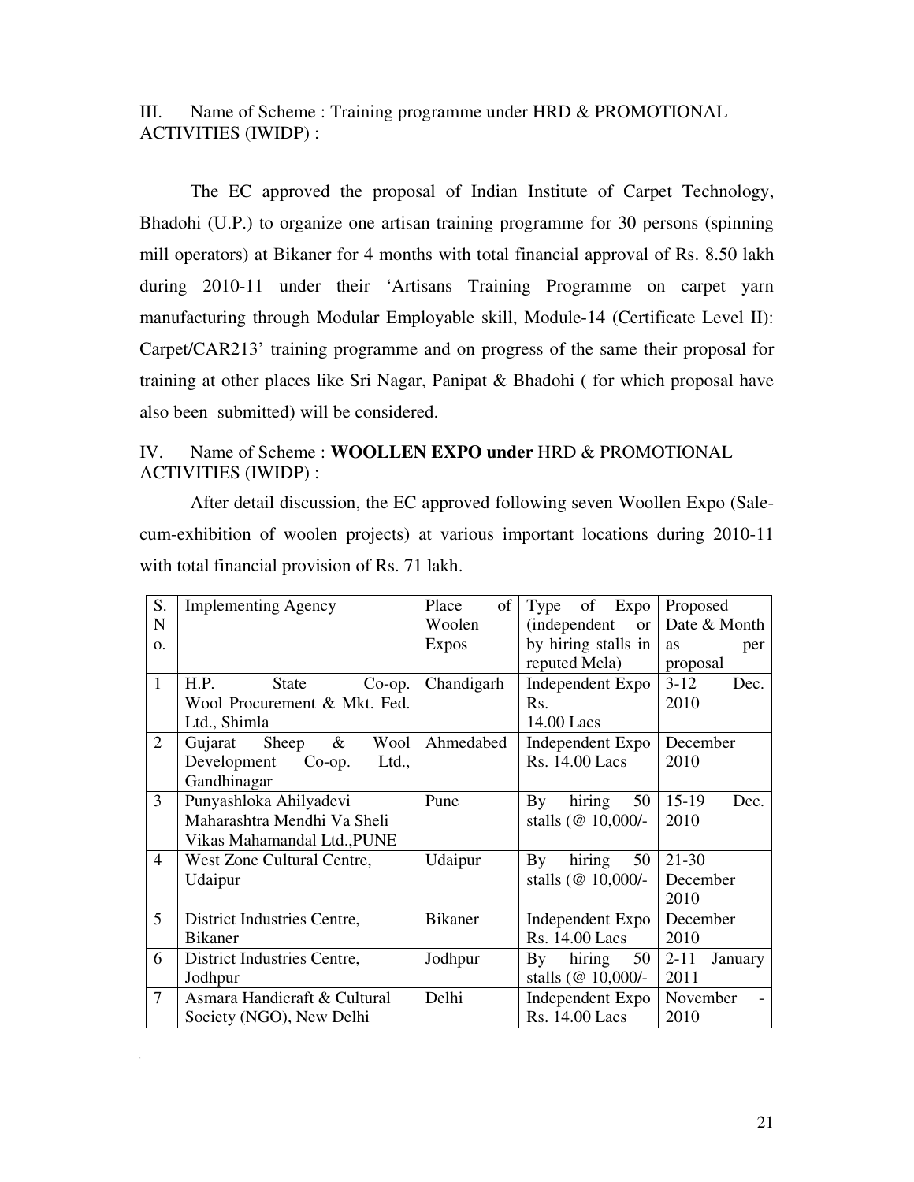III. Name of Scheme : Training programme under HRD & PROMOTIONAL ACTIVITIES (IWIDP) :

The EC approved the proposal of Indian Institute of Carpet Technology, Bhadohi (U.P.) to organize one artisan training programme for 30 persons (spinning mill operators) at Bikaner for 4 months with total financial approval of Rs. 8.50 lakh during 2010-11 under their 'Artisans Training Programme on carpet yarn manufacturing through Modular Employable skill, Module-14 (Certificate Level II): Carpet/CAR213' training programme and on progress of the same their proposal for training at other places like Sri Nagar, Panipat & Bhadohi ( for which proposal have also been submitted) will be considered.

IV. Name of Scheme : **WOOLLEN EXPO under** HRD & PROMOTIONAL ACTIVITIES (IWIDP) :

After detail discussion, the EC approved following seven Woollen Expo (Sale-cum-exhibition of woolen projects) at various important locations during 2010-11 with total financial provision of Rs. 71 lakh.

| S. No. | Implementing Agency | Place of Woolen Expos | Type of Expo (independent or by hiring stalls in reputed Mela) | Proposed Date & Month as per proposal |
|---|---|---|---|---|
| 1 | H.P. State Co-op. Wool Procurement & Mkt. Fed. Ltd., Shimla | Chandigarh | Independent Expo Rs. 14.00 Lacs | 3-12 Dec. 2010 |
| 2 | Gujarat Sheep & Wool Development Co-op. Ltd., Gandhinagar | Ahmedabed | Independent Expo Rs. 14.00 Lacs | December 2010 |
| 3 | Punyashloka Ahilyadevi Maharashtra Mendhi Va Sheli Vikas Mahamandal Ltd.,PUNE | Pune | By hiring 50 stalls (@ 10,000/- | 15-19 Dec. 2010 |
| 4 | West Zone Cultural Centre, Udaipur | Udaipur | By hiring 50 stalls (@ 10,000/- | 21-30 December 2010 |
| 5 | District Industries Centre, Bikaner | Bikaner | Independent Expo Rs. 14.00 Lacs | December 2010 |
| 6 | District Industries Centre, Jodhpur | Jodhpur | By hiring 50 stalls (@ 10,000/- | 2-11 January 2011 |
| 7 | Asmara Handicraft & Cultural Society (NGO), New Delhi | Delhi | Independent Expo Rs. 14.00 Lacs | November - 2010 |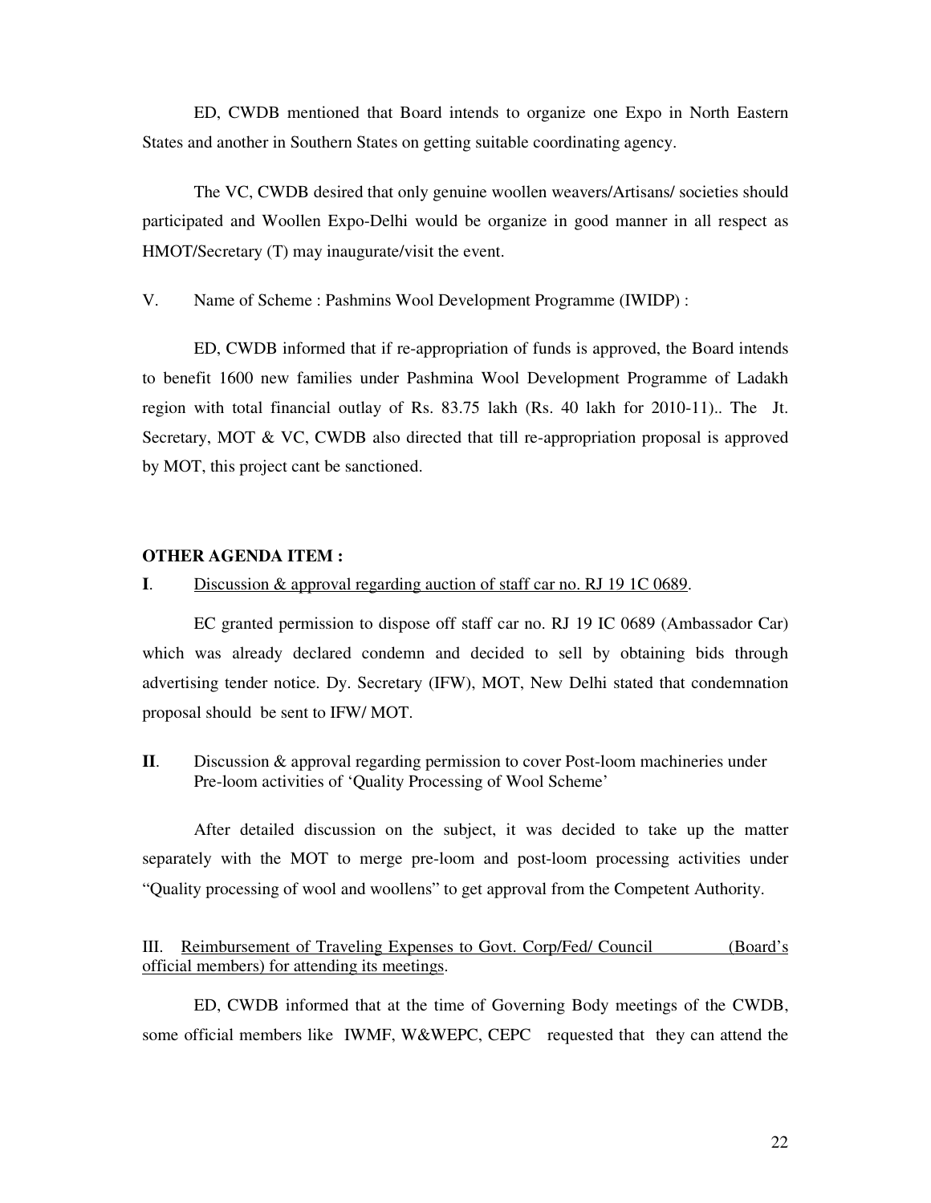ED, CWDB mentioned that Board intends to organize one Expo in North Eastern States and another in Southern States on getting suitable coordinating agency.

The VC, CWDB desired that only genuine woollen weavers/Artisans/ societies should participated and Woollen Expo-Delhi would be organize in good manner in all respect as HMOT/Secretary (T) may inaugurate/visit the event.

V. Name of Scheme : Pashmins Wool Development Programme (IWIDP) :

ED, CWDB informed that if re-appropriation of funds is approved, the Board intends to benefit 1600 new families under Pashmina Wool Development Programme of Ladakh region with total financial outlay of Rs. 83.75 lakh (Rs. 40 lakh for 2010-11).. The Jt. Secretary, MOT & VC, CWDB also directed that till re-appropriation proposal is approved by MOT, this project cant be sanctioned.

**OTHER AGENDA ITEM :**

**I**. Discussion & approval regarding auction of staff car no. RJ 19 1C 0689.

EC granted permission to dispose off staff car no. RJ 19 IC 0689 (Ambassador Car) which was already declared condemn and decided to sell by obtaining bids through advertising tender notice. Dy. Secretary (IFW), MOT, New Delhi stated that condemnation proposal should be sent to IFW/ MOT.

**II**. Discussion & approval regarding permission to cover Post-loom machineries under Pre-loom activities of 'Quality Processing of Wool Scheme'

After detailed discussion on the subject, it was decided to take up the matter separately with the MOT to merge pre-loom and post-loom processing activities under "Quality processing of wool and woollens" to get approval from the Competent Authority.

III. Reimbursement of Traveling Expenses to Govt. Corp/Fed/ Council (Board's official members) for attending its meetings.

ED, CWDB informed that at the time of Governing Body meetings of the CWDB, some official members like IWMF, W&WEPC, CEPC requested that they can attend the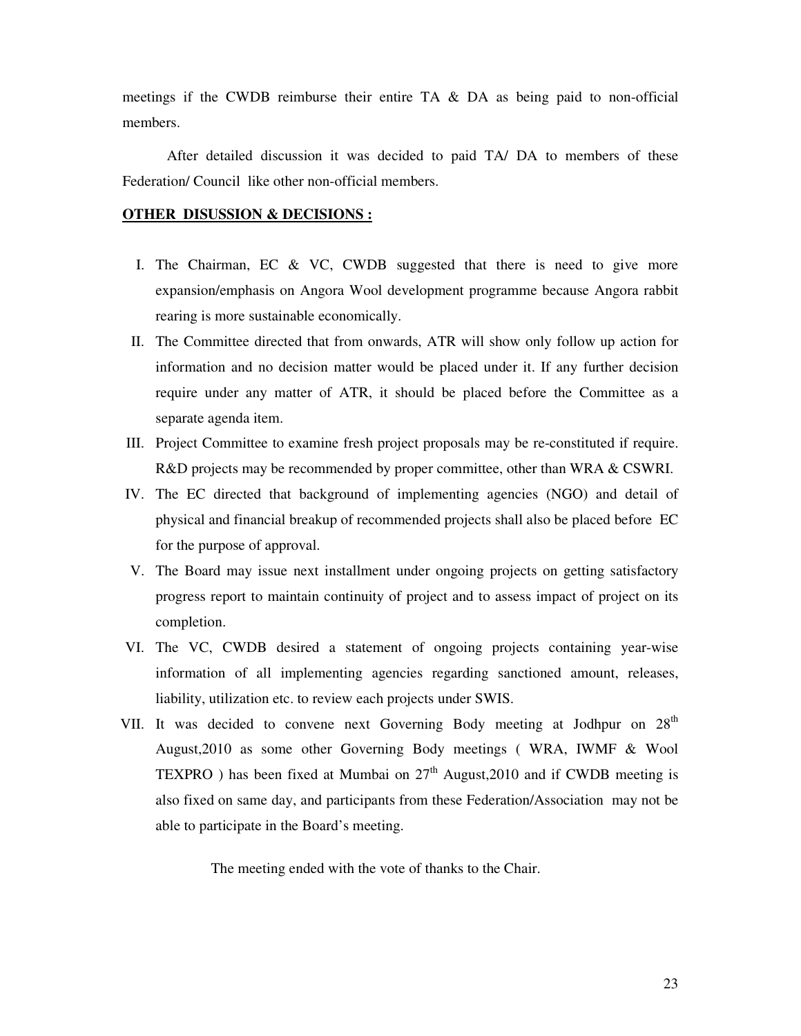meetings if the CWDB reimburse their entire TA & DA as being paid to non-official members.

After detailed discussion it was decided to paid TA/ DA to members of these Federation/ Council like other non-official members.

**OTHER DISUSSION & DECISIONS :**

I. The Chairman, EC & VC, CWDB suggested that there is need to give more expansion/emphasis on Angora Wool development programme because Angora rabbit rearing is more sustainable economically.

II. The Committee directed that from onwards, ATR will show only follow up action for information and no decision matter would be placed under it. If any further decision require under any matter of ATR, it should be placed before the Committee as a separate agenda item.

III. Project Committee to examine fresh project proposals may be re-constituted if require. R&D projects may be recommended by proper committee, other than WRA & CSWRI.

IV. The EC directed that background of implementing agencies (NGO) and detail of physical and financial breakup of recommended projects shall also be placed before EC for the purpose of approval.

V. The Board may issue next installment under ongoing projects on getting satisfactory progress report to maintain continuity of project and to assess impact of project on its completion.

VI. The VC, CWDB desired a statement of ongoing projects containing year-wise information of all implementing agencies regarding sanctioned amount, releases, liability, utilization etc. to review each projects under SWIS.

VII. It was decided to convene next Governing Body meeting at Jodhpur on 28th August,2010 as some other Governing Body meetings ( WRA, IWMF & Wool TEXPRO ) has been fixed at Mumbai on 27th August,2010 and if CWDB meeting is also fixed on same day, and participants from these Federation/Association may not be able to participate in the Board's meeting.

The meeting ended with the vote of thanks to the Chair.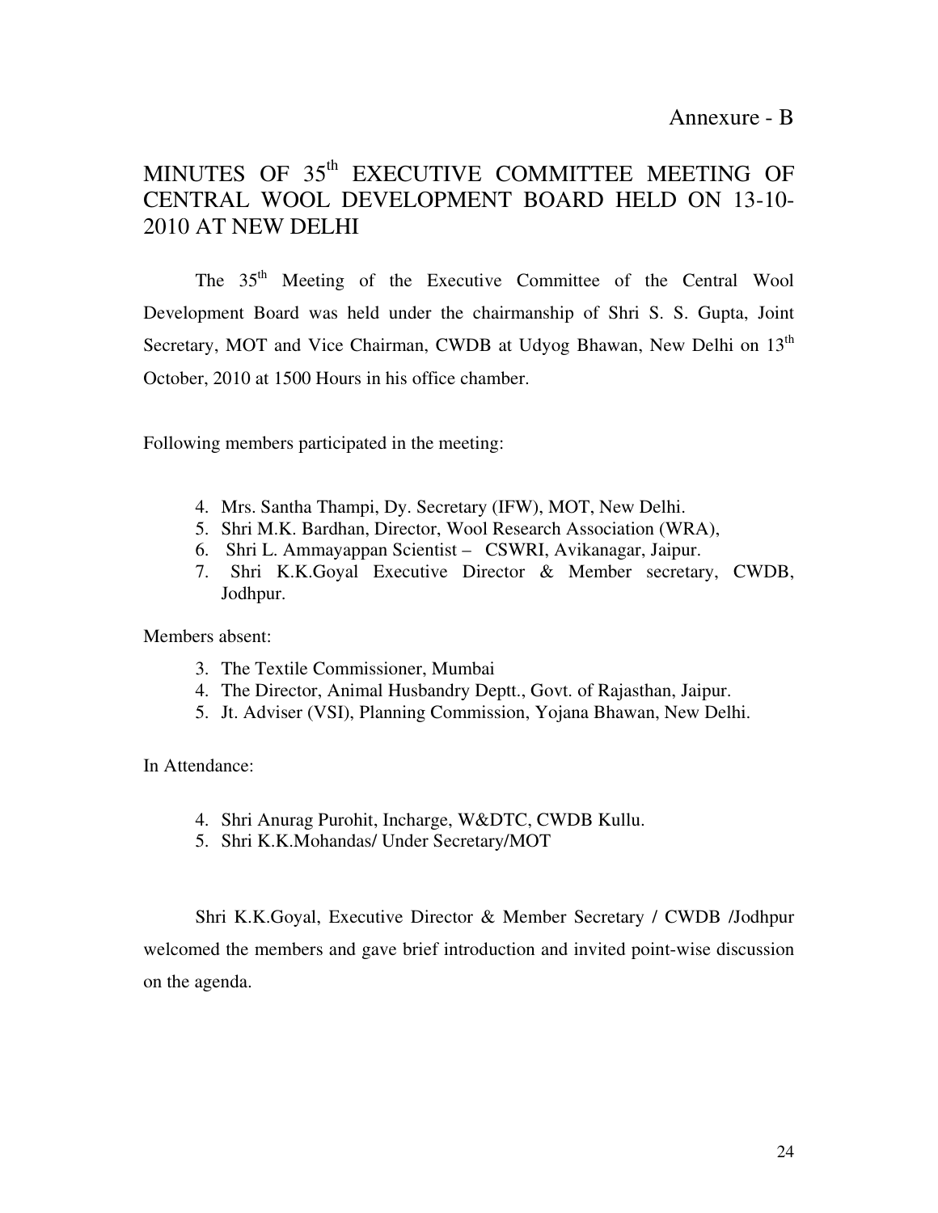Annexure - B

# MINUTES OF 35th EXECUTIVE COMMITTEE MEETING OF CENTRAL WOOL DEVELOPMENT BOARD HELD ON 13-10-2010 AT NEW DELHI

The 35th Meeting of the Executive Committee of the Central Wool Development Board was held under the chairmanship of Shri S. S. Gupta, Joint Secretary, MOT and Vice Chairman, CWDB at Udyog Bhawan, New Delhi on 13th October, 2010 at 1500 Hours in his office chamber.

Following members participated in the meeting:

4. Mrs. Santha Thampi, Dy. Secretary (IFW), MOT, New Delhi.
5. Shri M.K. Bardhan, Director, Wool Research Association (WRA),
6. Shri L. Ammayappan Scientist – CSWRI, Avikanagar, Jaipur.
7. Shri K.K.Goyal Executive Director & Member secretary, CWDB, Jodhpur.

Members absent:

3. The Textile Commissioner, Mumbai
4. The Director, Animal Husbandry Deptt., Govt. of Rajasthan, Jaipur.
5. Jt. Adviser (VSI), Planning Commission, Yojana Bhawan, New Delhi.

In Attendance:

4. Shri Anurag Purohit, Incharge, W&DTC, CWDB Kullu.
5. Shri K.K.Mohandas/ Under Secretary/MOT

Shri K.K.Goyal, Executive Director & Member Secretary / CWDB /Jodhpur welcomed the members and gave brief introduction and invited point-wise discussion on the agenda.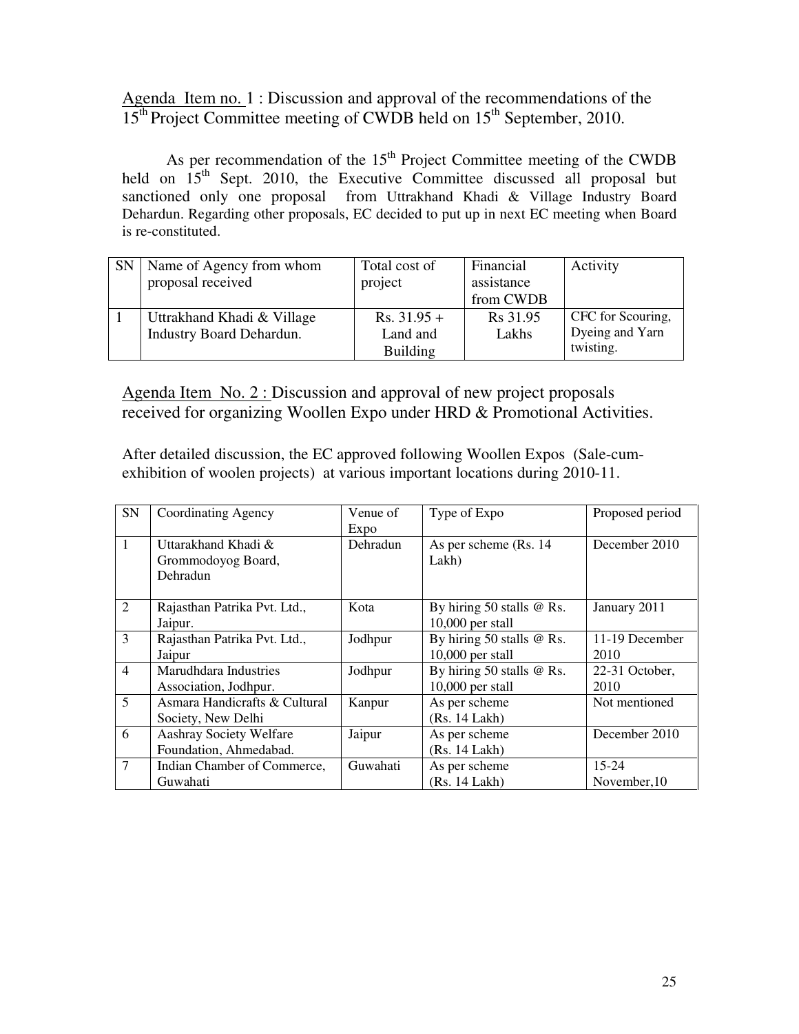Agenda Item no. 1 : Discussion and approval of the recommendations of the 15th Project Committee meeting of CWDB held on 15th September, 2010.

As per recommendation of the 15th Project Committee meeting of the CWDB held on 15th Sept. 2010, the Executive Committee discussed all proposal but sanctioned only one proposal from Uttrakhand Khadi & Village Industry Board Dehardun. Regarding other proposals, EC decided to put up in next EC meeting when Board is re-constituted.

| SN | Name of Agency from whom proposal received | Total cost of project | Financial assistance from CWDB | Activity |
|---|---|---|---|---|
| 1 | Uttrakhand Khadi & Village Industry Board Dehardun. | Rs. 31.95 + Land and Building | Rs 31.95 Lakhs | CFC for Scouring, Dyeing and Yarn twisting. |

Agenda Item No. 2 : Discussion and approval of new project proposals received for organizing Woollen Expo under HRD & Promotional Activities.

After detailed discussion, the EC approved following Woollen Expos (Sale-cum-exhibition of woolen projects) at various important locations during 2010-11.

| SN | Coordinating Agency | Venue of Expo | Type of Expo | Proposed period |
|---|---|---|---|---|
| 1 | Uttarakhand Khadi & Grommodoyog Board, Dehradun | Dehradun | As per scheme (Rs. 14 Lakh) | December 2010 |
| 2 | Rajasthan Patrika Pvt. Ltd., Jaipur. | Kota | By hiring 50 stalls @ Rs. 10,000 per stall | January 2011 |
| 3 | Rajasthan Patrika Pvt. Ltd., Jaipur | Jodhpur | By hiring 50 stalls @ Rs. 10,000 per stall | 11-19 December 2010 |
| 4 | Marudhdara Industries Association, Jodhpur. | Jodhpur | By hiring 50 stalls @ Rs. 10,000 per stall | 22-31 October, 2010 |
| 5 | Asmara Handicrafts & Cultural Society, New Delhi | Kanpur | As per scheme (Rs. 14 Lakh) | Not mentioned |
| 6 | Aashray Society Welfare Foundation, Ahmedabad. | Jaipur | As per scheme (Rs. 14 Lakh) | December 2010 |
| 7 | Indian Chamber of Commerce, Guwahati | Guwahati | As per scheme (Rs. 14 Lakh) | 15-24 November,10 |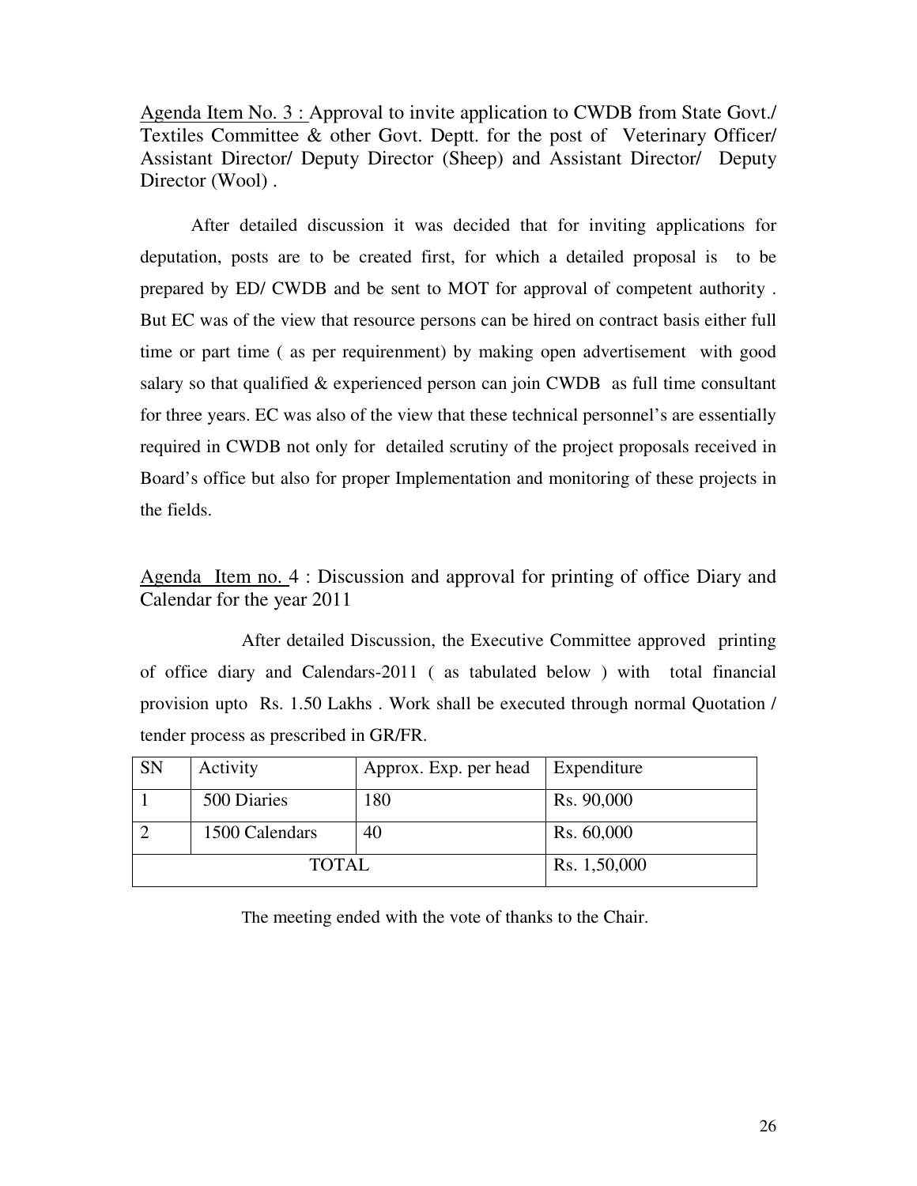Agenda Item No. 3 : Approval to invite application to CWDB from State Govt./ Textiles Committee & other Govt. Deptt. for the post of Veterinary Officer/ Assistant Director/ Deputy Director (Sheep) and Assistant Director/ Deputy Director (Wool) .

After detailed discussion it was decided that for inviting applications for deputation, posts are to be created first, for which a detailed proposal is to be prepared by ED/ CWDB and be sent to MOT for approval of competent authority . But EC was of the view that resource persons can be hired on contract basis either full time or part time ( as per requirenment) by making open advertisement with good salary so that qualified & experienced person can join CWDB as full time consultant for three years. EC was also of the view that these technical personnel's are essentially required in CWDB not only for detailed scrutiny of the project proposals received in Board's office but also for proper Implementation and monitoring of these projects in the fields.

Agenda Item no. 4 : Discussion and approval for printing of office Diary and Calendar for the year 2011

After detailed Discussion, the Executive Committee approved printing of office diary and Calendars-2011 ( as tabulated below ) with total financial provision upto Rs. 1.50 Lakhs . Work shall be executed through normal Quotation / tender process as prescribed in GR/FR.

| SN | Activity | Approx. Exp. per head | Expenditure |
|---|---|---|---|
| 1 | 500 Diaries | 180 | Rs. 90,000 |
| 2 | 1500 Calendars | 40 | Rs. 60,000 |
| TOTAL | | | Rs. 1,50,000 |

The meeting ended with the vote of thanks to the Chair.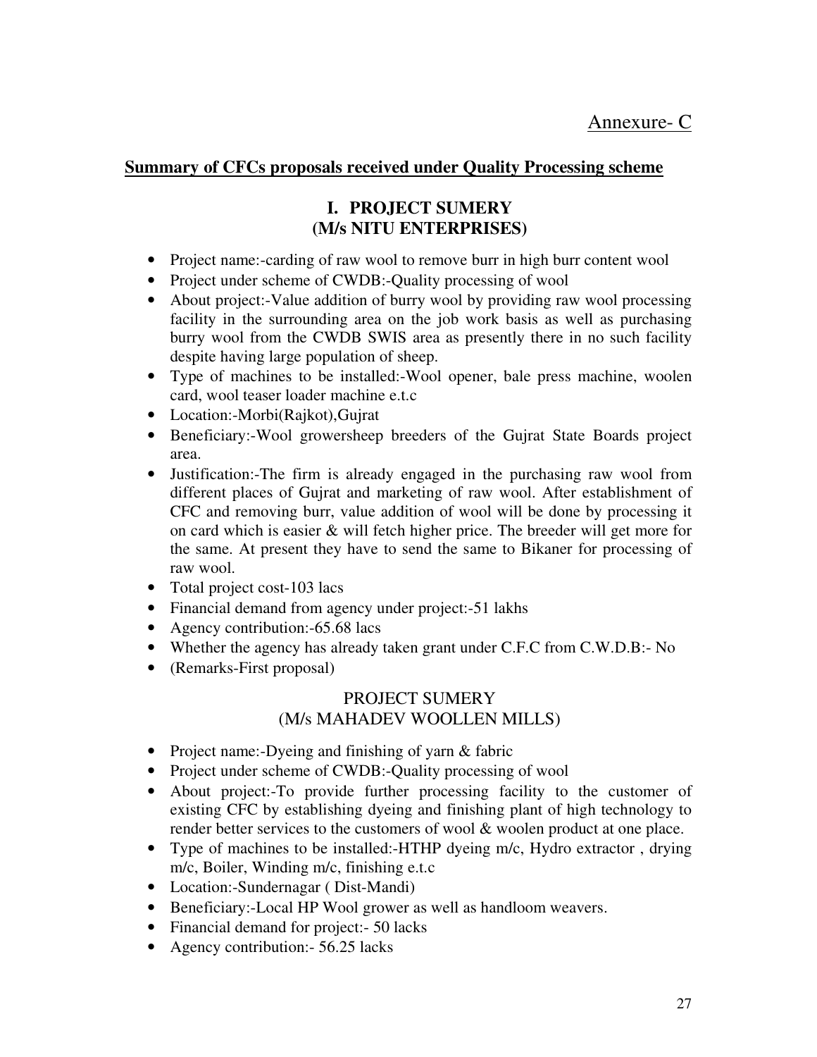Annexure- C

## Summary of CFCs proposals received under Quality Processing scheme

### I. PROJECT SUMERY (M/s NITU ENTERPRISES)

- Project name:-carding of raw wool to remove burr in high burr content wool
- Project under scheme of CWDB:-Quality processing of wool
- About project:-Value addition of burry wool by providing raw wool processing facility in the surrounding area on the job work basis as well as purchasing burry wool from the CWDB SWIS area as presently there in no such facility despite having large population of sheep.
- Type of machines to be installed:-Wool opener, bale press machine, woolen card, wool teaser loader machine e.t.c
- Location:-Morbi(Rajkot),Gujrat
- Beneficiary:-Wool growersheep breeders of the Gujrat State Boards project area.
- Justification:-The firm is already engaged in the purchasing raw wool from different places of Gujrat and marketing of raw wool. After establishment of CFC and removing burr, value addition of wool will be done by processing it on card which is easier & will fetch higher price. The breeder will get more for the same. At present they have to send the same to Bikaner for processing of raw wool.
- Total project cost-103 lacs
- Financial demand from agency under project:-51 lakhs
- Agency contribution:-65.68 lacs
- Whether the agency has already taken grant under C.F.C from C.W.D.B:- No
- (Remarks-First proposal)

### PROJECT SUMERY (M/s MAHADEV WOOLLEN MILLS)

- Project name:-Dyeing and finishing of yarn & fabric
- Project under scheme of CWDB:-Quality processing of wool
- About project:-To provide further processing facility to the customer of existing CFC by establishing dyeing and finishing plant of high technology to render better services to the customers of wool & woolen product at one place.
- Type of machines to be installed:-HTHP dyeing m/c, Hydro extractor , drying m/c, Boiler, Winding m/c, finishing e.t.c
- Location:-Sundernagar ( Dist-Mandi)
- Beneficiary:-Local HP Wool grower as well as handloom weavers.
- Financial demand for project:- 50 lacks
- Agency contribution:- 56.25 lacks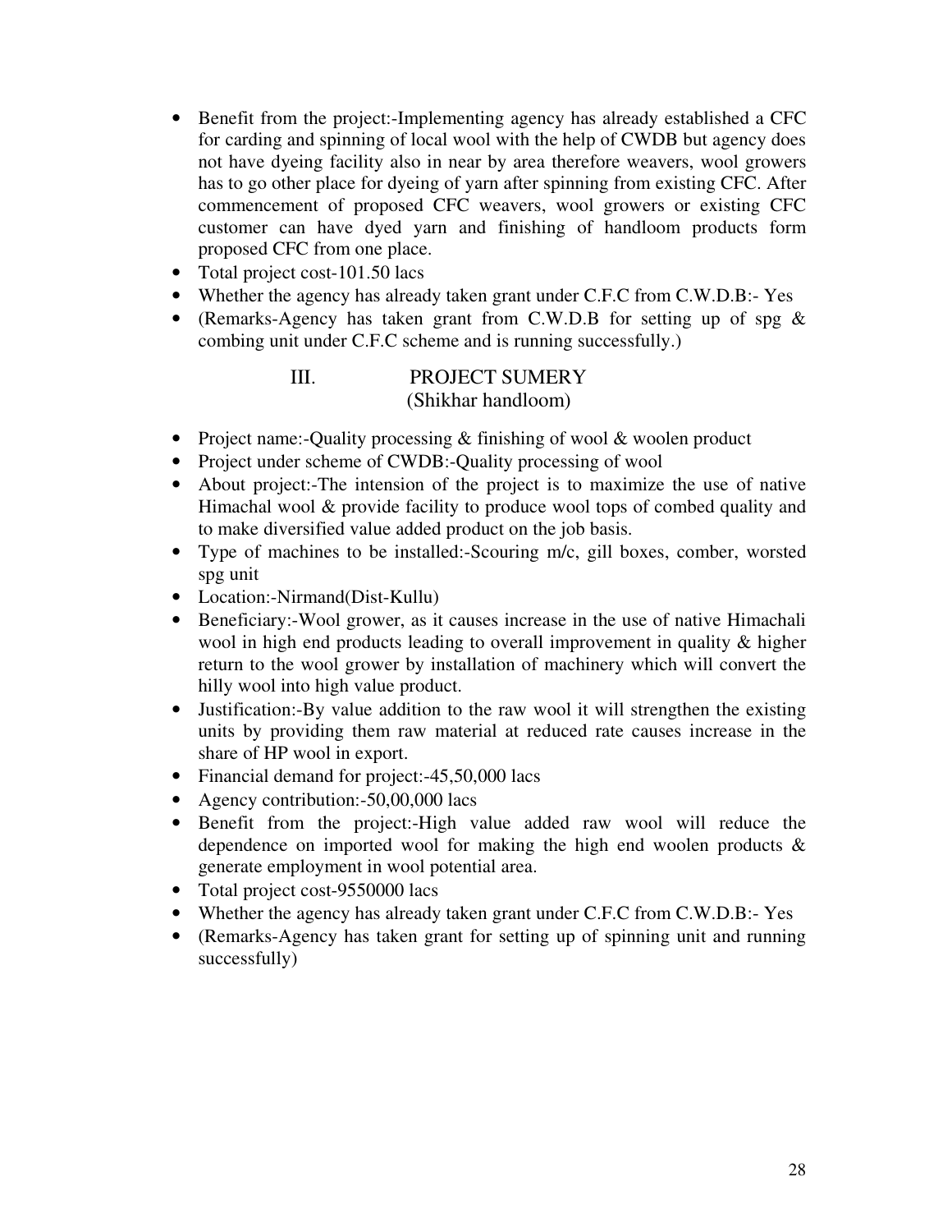- Benefit from the project:-Implementing agency has already established a CFC for carding and spinning of local wool with the help of CWDB but agency does not have dyeing facility also in near by area therefore weavers, wool growers has to go other place for dyeing of yarn after spinning from existing CFC. After commencement of proposed CFC weavers, wool growers or existing CFC customer can have dyed yarn and finishing of handloom products form proposed CFC from one place.
- Total project cost-101.50 lacs
- Whether the agency has already taken grant under C.F.C from C.W.D.B:- Yes
- (Remarks-Agency has taken grant from C.W.D.B for setting up of spg & combing unit under C.F.C scheme and is running successfully.)

## III. PROJECT SUMERY
### (Shikhar handloom)

- Project name:-Quality processing & finishing of wool & woolen product
- Project under scheme of CWDB:-Quality processing of wool
- About project:-The intension of the project is to maximize the use of native Himachal wool & provide facility to produce wool tops of combed quality and to make diversified value added product on the job basis.
- Type of machines to be installed:-Scouring m/c, gill boxes, comber, worsted spg unit
- Location:-Nirmand(Dist-Kullu)
- Beneficiary:-Wool grower, as it causes increase in the use of native Himachali wool in high end products leading to overall improvement in quality & higher return to the wool grower by installation of machinery which will convert the hilly wool into high value product.
- Justification:-By value addition to the raw wool it will strengthen the existing units by providing them raw material at reduced rate causes increase in the share of HP wool in export.
- Financial demand for project:-45,50,000 lacs
- Agency contribution:-50,00,000 lacs
- Benefit from the project:-High value added raw wool will reduce the dependence on imported wool for making the high end woolen products & generate employment in wool potential area.
- Total project cost-9550000 lacs
- Whether the agency has already taken grant under C.F.C from C.W.D.B:- Yes
- (Remarks-Agency has taken grant for setting up of spinning unit and running successfully)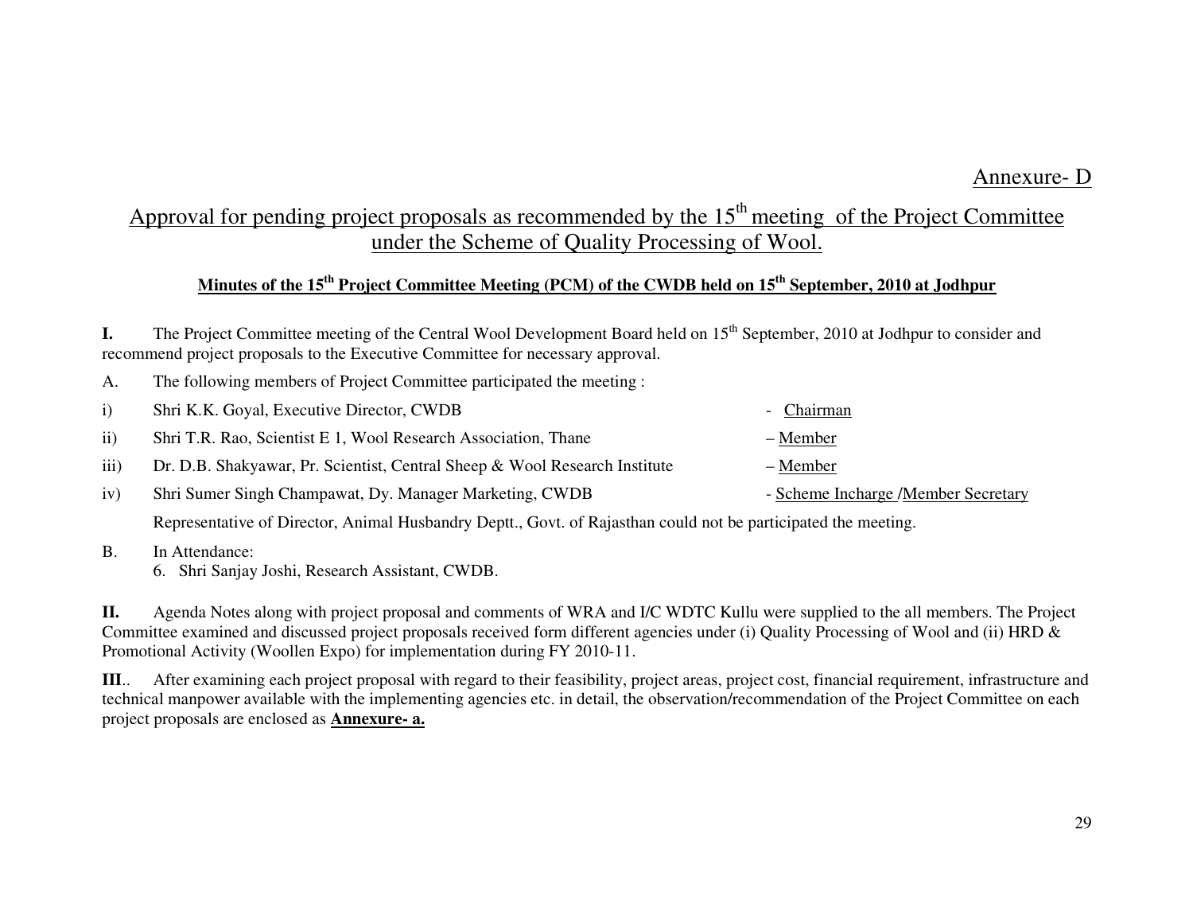Annexure- D

## Approval for pending project proposals as recommended by the 15th meeting of the Project Committee under the Scheme of Quality Processing of Wool.

### Minutes of the 15th Project Committee Meeting (PCM) of the CWDB held on 15th September, 2010 at Jodhpur

**I.** The Project Committee meeting of the Central Wool Development Board held on 15th September, 2010 at Jodhpur to consider and recommend project proposals to the Executive Committee for necessary approval.

A. The following members of Project Committee participated the meeting :

i) Shri K.K. Goyal, Executive Director, CWDB - Chairman

ii) Shri T.R. Rao, Scientist E 1, Wool Research Association, Thane – Member

iii) Dr. D.B. Shakyawar, Pr. Scientist, Central Sheep & Wool Research Institute – Member

iv) Shri Sumer Singh Champawat, Dy. Manager Marketing, CWDB - Scheme Incharge /Member Secretary

Representative of Director, Animal Husbandry Deptt., Govt. of Rajasthan could not be participated the meeting.

B. In Attendance:

6. Shri Sanjay Joshi, Research Assistant, CWDB.

**II.** Agenda Notes along with project proposal and comments of WRA and I/C WDTC Kullu were supplied to the all members. The Project Committee examined and discussed project proposals received form different agencies under (i) Quality Processing of Wool and (ii) HRD & Promotional Activity (Woollen Expo) for implementation during FY 2010-11.

**III**.. After examining each project proposal with regard to their feasibility, project areas, project cost, financial requirement, infrastructure and technical manpower available with the implementing agencies etc. in detail, the observation/recommendation of the Project Committee on each project proposals are enclosed as **Annexure- a.**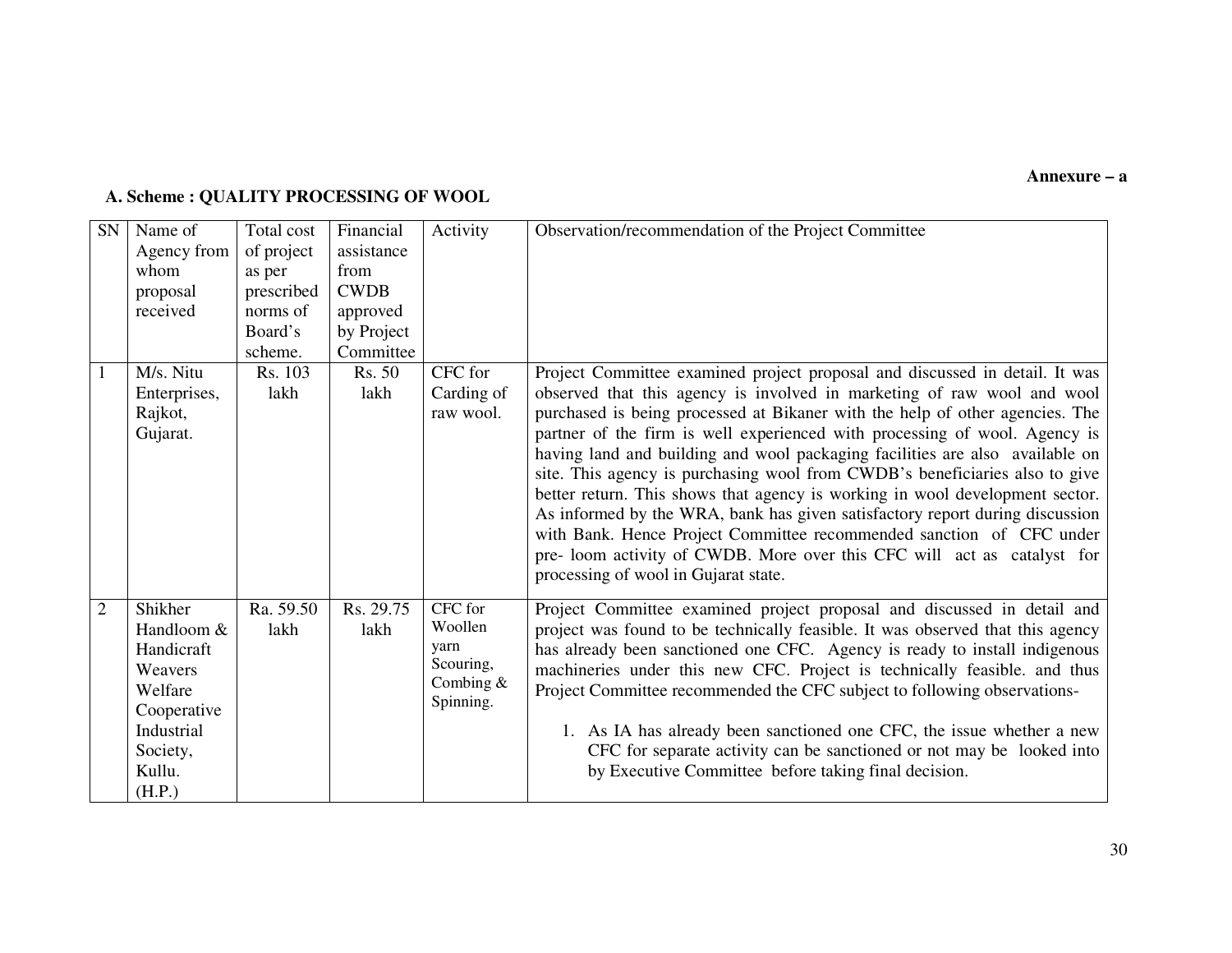**Annexure – a**

**A. Scheme : QUALITY PROCESSING OF WOOL**

| SN | Name of Agency from whom proposal received | Total cost of project as per prescribed norms of Board's scheme. | Financial assistance from CWDB approved by Project Committee | Activity | Observation/recommendation of the Project Committee |
|---|---|---|---|---|---|
| 1 | M/s. Nitu Enterprises, Rajkot, Gujarat. | Rs. 103 lakh | Rs. 50 lakh | CFC for Carding of raw wool. | Project Committee examined project proposal and discussed in detail. It was observed that this agency is involved in marketing of raw wool and wool purchased is being processed at Bikaner with the help of other agencies. The partner of the firm is well experienced with processing of wool. Agency is having land and building and wool packaging facilities are also available on site. This agency is purchasing wool from CWDB's beneficiaries also to give better return. This shows that agency is working in wool development sector. As informed by the WRA, bank has given satisfactory report during discussion with Bank. Hence Project Committee recommended sanction of CFC under pre- loom activity of CWDB. More over this CFC will act as catalyst for processing of wool in Gujarat state. |
| 2 | Shikher Handloom & Handicraft Weavers Welfare Cooperative Industrial Society, Kullu. (H.P.) | Ra. 59.50 lakh | Rs. 29.75 lakh | CFC for Woollen yarn Scouring, Combing & Spinning. | Project Committee examined project proposal and discussed in detail and project was found to be technically feasible. It was observed that this agency has already been sanctioned one CFC. Agency is ready to install indigenous machineries under this new CFC. Project is technically feasible. and thus Project Committee recommended the CFC subject to following observations-<br><br>1. As IA has already been sanctioned one CFC, the issue whether a new CFC for separate activity can be sanctioned or not may be looked into by Executive Committee before taking final decision. |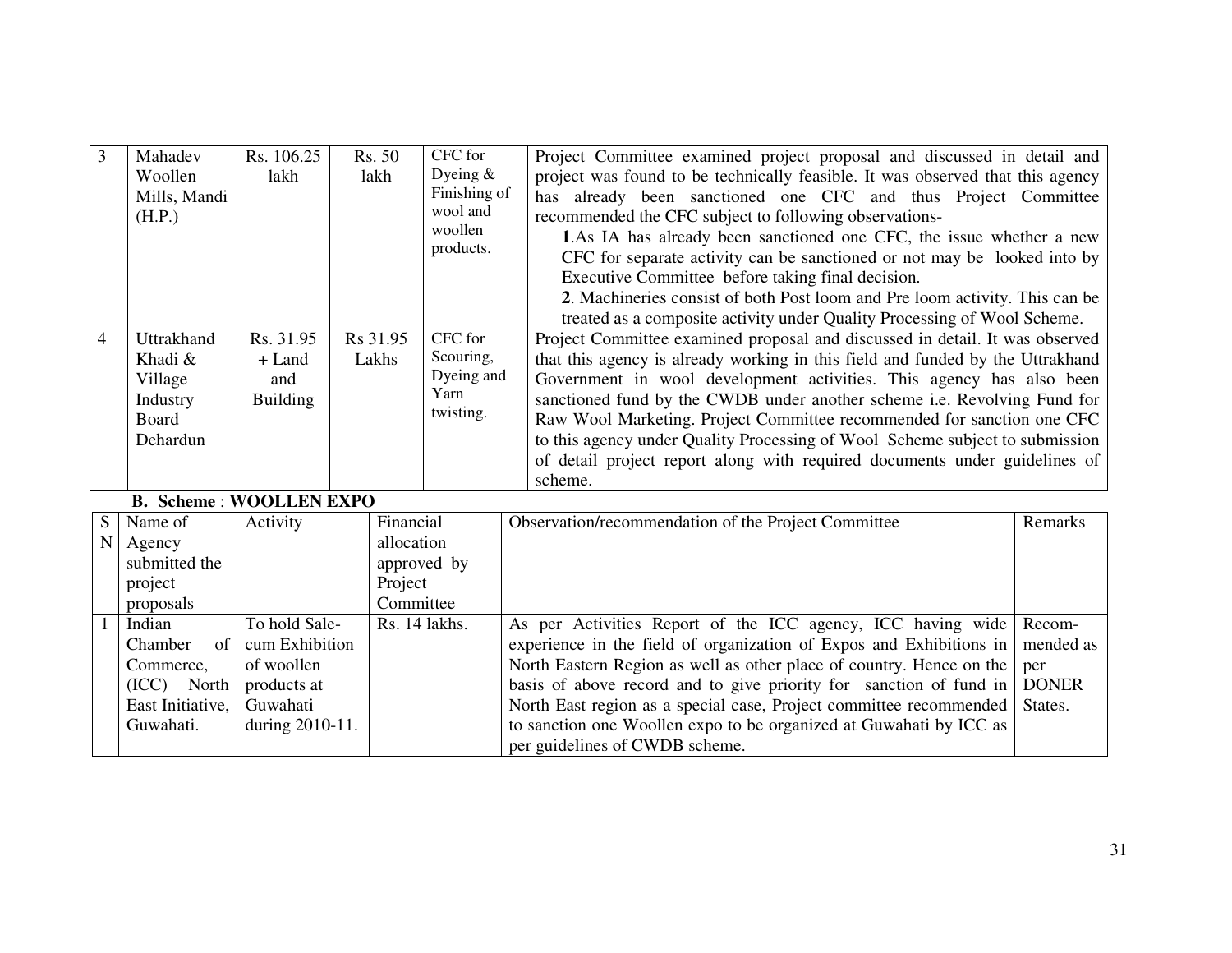| | | | | | |
|---|---|---|---|---|---|
| 3 | Mahadev Woollen Mills, Mandi (H.P.) | Rs. 106.25 lakh | Rs. 50 lakh | CFC for Dyeing & Finishing of wool and woollen products. | Project Committee examined project proposal and discussed in detail and project was found to be technically feasible. It was observed that this agency has already been sanctioned one CFC and thus Project Committee recommended the CFC subject to following observations-<br>**1**.As IA has already been sanctioned one CFC, the issue whether a new CFC for separate activity can be sanctioned or not may be looked into by Executive Committee before taking final decision.<br>**2**. Machineries consist of both Post loom and Pre loom activity. This can be treated as a composite activity under Quality Processing of Wool Scheme. |
| 4 | Uttrakhand Khadi & Village Industry Board Dehardun | Rs. 31.95 + Land and Building | Rs 31.95 Lakhs | CFC for Scouring, Dyeing and Yarn twisting. | Project Committee examined proposal and discussed in detail. It was observed that this agency is already working in this field and funded by the Uttrakhand Government in wool development activities. This agency has also been sanctioned fund by the CWDB under another scheme i.e. Revolving Fund for Raw Wool Marketing. Project Committee recommended for sanction one CFC to this agency under Quality Processing of Wool Scheme subject to submission of detail project report along with required documents under guidelines of scheme. |

**B. Scheme** : **WOOLLEN EXPO**

| SN | Name of Agency submitted the project proposals | Activity | Financial allocation approved by Project Committee | Observation/recommendation of the Project Committee | Remarks |
|---|---|---|---|---|---|
| 1 | Indian Chamber of Commerce, (ICC) North East Initiative, Guwahati. | To hold Sale-cum Exhibition of woollen products at Guwahati during 2010-11. | Rs. 14 lakhs. | As per Activities Report of the ICC agency, ICC having wide experience in the field of organization of Expos and Exhibitions in North Eastern Region as well as other place of country. Hence on the basis of above record and to give priority for sanction of fund in North East region as a special case, Project committee recommended to sanction one Woollen expo to be organized at Guwahati by ICC as per guidelines of CWDB scheme. | Recom-mended as per DONER States. |